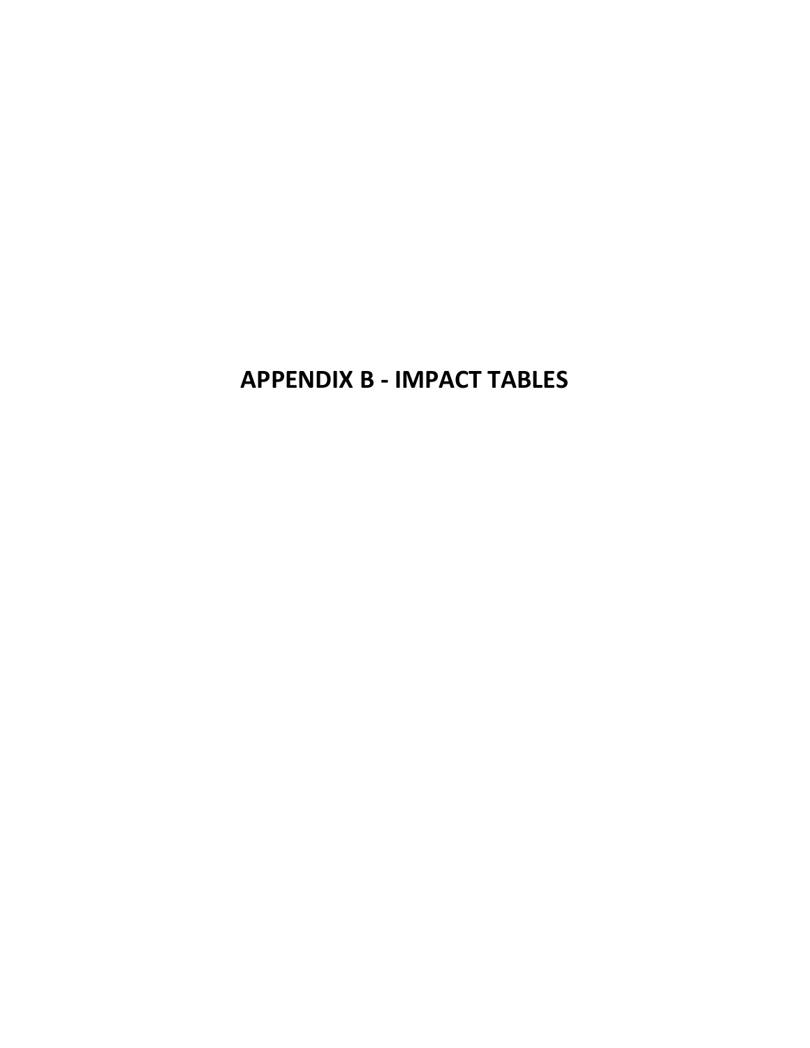# APPENDIX B - IMPACT TABLES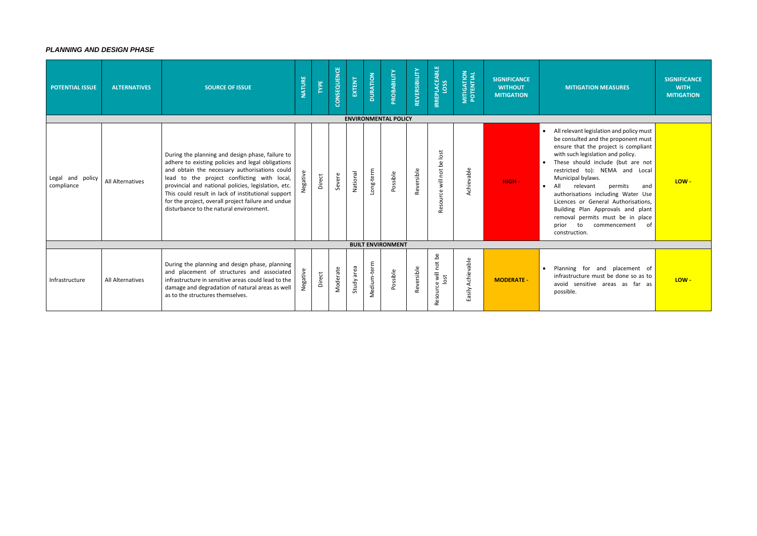***PLANNING AND DESIGN PHASE***

| POTENTIAL ISSUE | ALTERNATIVES | SOURCE OF ISSUE | NATURE | TYPE | CONSEQUENCE | EXTENT | DURATION | PROBABILITY | REVERSIBILITY | IRREPLACEABLE LOSS | MITIGATION POTENTIAL | SIGNIFICANCE WITHOUT MITIGATION | MITIGATION MEASURES | SIGNIFICANCE WITH MITIGATION |
|---|---|---|---|---|---|---|---|---|---|---|---|---|---|---|
| **ENVIRONMENTAL POLICY** | | | | | | | | | | | | | | |
| Legal and policy compliance | All Alternatives | During the planning and design phase, failure to adhere to existing policies and legal obligations and obtain the necessary authorisations could lead to the project conflicting with local, provincial and national policies, legislation, etc. This could result in lack of institutional support for the project, overall project failure and undue disturbance to the natural environment. | Negative | Direct | Severe | National | Long-term | Possible | Reversible | Resource will not be lost | Achievable | HIGH - | • All relevant legislation and policy must be consulted and the proponent must ensure that the project is compliant with such legislation and policy.<br>• These should include (but are not restricted to): NEMA and Local Municipal bylaws.<br>• All relevant permits and authorisations including Water Use Licences or General Authorisations, Building Plan Approvals and plant removal permits must be in place prior to commencement of construction. | LOW - |
| **BUILT ENVIRONMENT** | | | | | | | | | | | | | | |
| Infrastructure | All Alternatives | During the planning and design phase, planning and placement of structures and associated infrastructure in sensitive areas could lead to the damage and degradation of natural areas as well as to the structures themselves. | Negative | Direct | Moderate | Study area | Medium-term | Possible | Reversible | Resource will not be lost | Easily Achievable | MODERATE - | • Planning for and placement of infrastructure must be done so as to avoid sensitive areas as far as possible. | LOW - |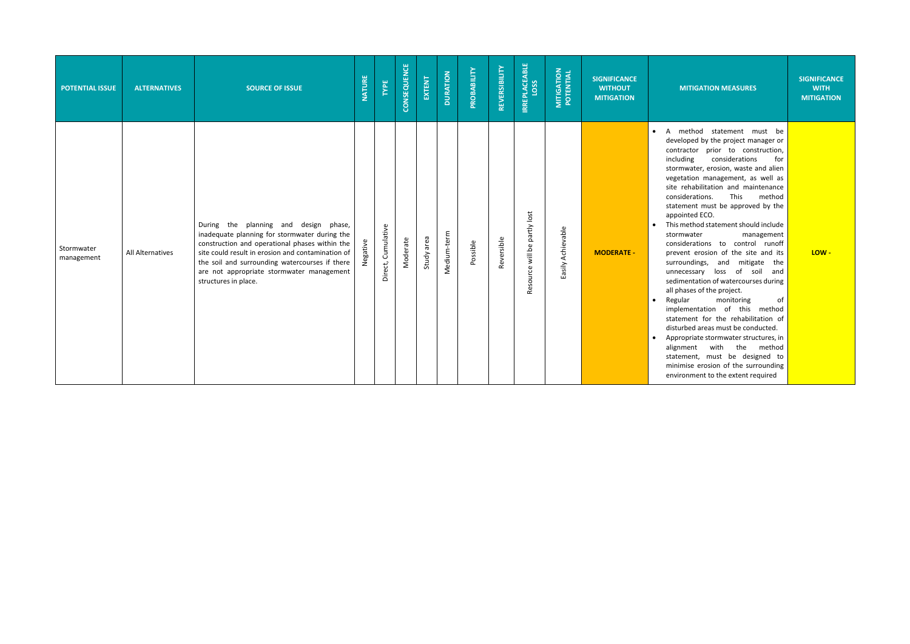| POTENTIAL ISSUE | ALTERNATIVES | SOURCE OF ISSUE | NATURE | TYPE | CONSEQUENCE | EXTENT | DURATION | PROBABILITY | REVERSIBILITY | IRREPLACEABLE LOSS | MITIGATION POTENTIAL | SIGNIFICANCE WITHOUT MITIGATION | MITIGATION MEASURES | SIGNIFICANCE WITH MITIGATION |
|---|---|---|---|---|---|---|---|---|---|---|---|---|---|---|
| Stormwater management | All Alternatives | During the planning and design phase, inadequate planning for stormwater during the construction and operational phases within the site could result in erosion and contamination of the soil and surrounding watercourses if there are not appropriate stormwater management structures in place. | Negative | Direct, Cumulative | Moderate | Study area | Medium-term | Possible | Reversible | Resource will be partly lost | Easily Achievable | **MODERATE -** | • A method statement must be developed by the project manager or contractor prior to construction, including considerations for stormwater, erosion, waste and alien vegetation management, as well as site rehabilitation and maintenance considerations. This method statement must be approved by the appointed ECO.<br>• This method statement should include stormwater management considerations to control runoff prevent erosion of the site and its surroundings, and mitigate the unnecessary loss of soil and sedimentation of watercourses during all phases of the project.<br>• Regular monitoring of implementation of this method statement for the rehabilitation of disturbed areas must be conducted.<br>• Appropriate stormwater structures, in alignment with the method statement, must be designed to minimise erosion of the surrounding environment to the extent required | **LOW -** |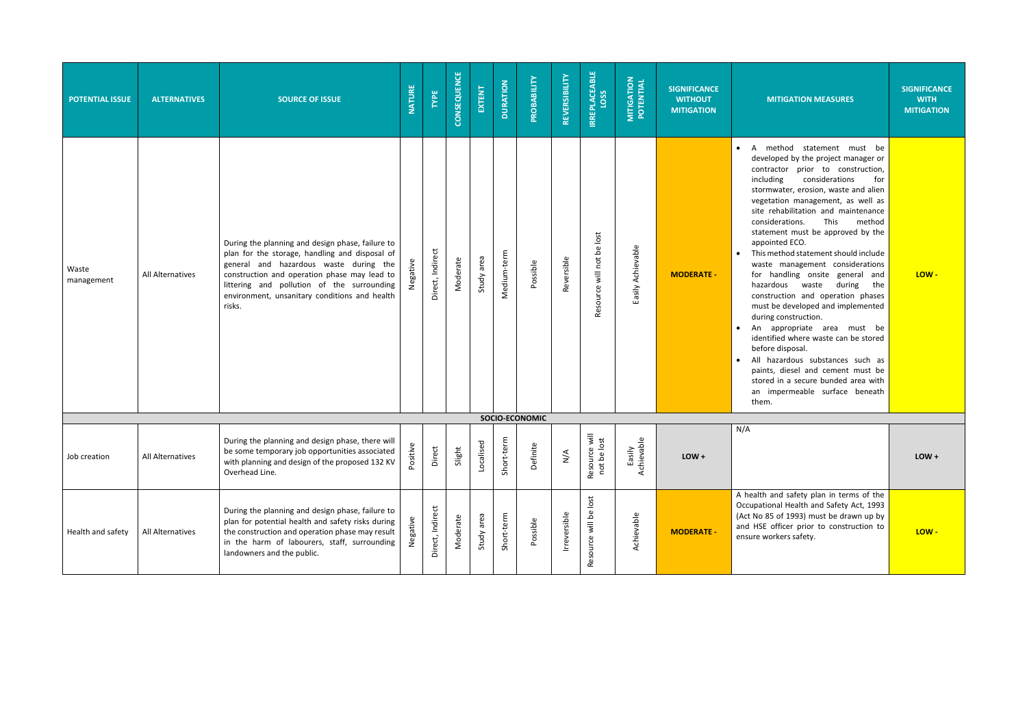| POTENTIAL ISSUE | ALTERNATIVES | SOURCE OF ISSUE | NATURE | TYPE | CONSEQUENCE | EXTENT | DURATION | PROBABILITY | REVERSIBILITY | IRREPLACEABLE LOSS | MITIGATION POTENTIAL | SIGNIFICANCE WITHOUT MITIGATION | MITIGATION MEASURES | SIGNIFICANCE WITH MITIGATION |
|---|---|---|---|---|---|---|---|---|---|---|---|---|---|---|
| Waste management | All Alternatives | During the planning and design phase, failure to plan for the storage, handling and disposal of general and hazardous waste during the construction and operation phase may lead to littering and pollution of the surrounding environment, unsanitary conditions and health risks. | Negative | Direct, Indirect | Moderate | Study area | Medium-term | Possible | Reversible | Resource will not be lost | Easily Achievable | **MODERATE -** | • A method statement must be developed by the project manager or contractor prior to construction, including considerations for stormwater, erosion, waste and alien vegetation management, as well as site rehabilitation and maintenance considerations. This method statement must be approved by the appointed ECO.<br>• This method statement should include waste management considerations for handling onsite general and hazardous waste during the construction and operation phases must be developed and implemented during construction.<br>• An appropriate area must be identified where waste can be stored before disposal.<br>• All hazardous substances such as paints, diesel and cement must be stored in a secure bunded area with an impermeable surface beneath them. | **LOW -** |
| **SOCIO-ECONOMIC** | | | | | | | | | | | | | | |
| Job creation | All Alternatives | During the planning and design phase, there will be some temporary job opportunities associated with planning and design of the proposed 132 KV Overhead Line. | Positive | Direct | Slight | Localised | Short-term | Definite | N/A | Resource will not be lost | Easily Achievable | **LOW +** | N/A | **LOW +** |
| Health and safety | All Alternatives | During the planning and design phase, failure to plan for potential health and safety risks during the construction and operation phase may result in the harm of labourers, staff, surrounding landowners and the public. | Negative | Direct, Indirect | Moderate | Study area | Short-term | Possible | Irreversible | Resource will be lost | Achievable | **MODERATE -** | A health and safety plan in terms of the Occupational Health and Safety Act, 1993 (Act No 85 of 1993) must be drawn up by and HSE officer prior to construction to ensure workers safety. | **LOW -** |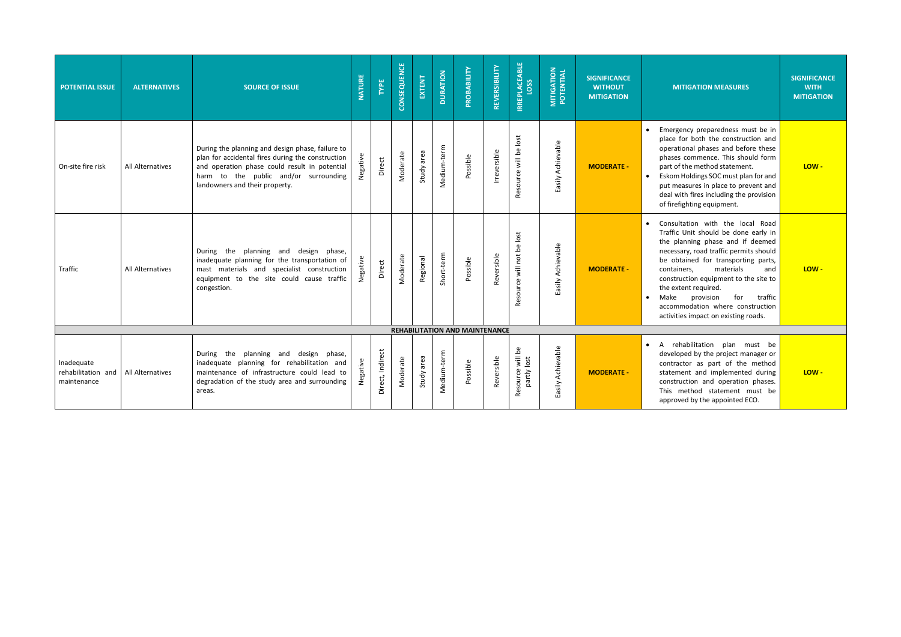| POTENTIAL ISSUE | ALTERNATIVES | SOURCE OF ISSUE | NATURE | TYPE | CONSEQUENCE | EXTENT | DURATION | PROBABILITY | REVERSIBILITY | IRREPLACEABLE LOSS | MITIGATION POTENTIAL | SIGNIFICANCE WITHOUT MITIGATION | MITIGATION MEASURES | SIGNIFICANCE WITH MITIGATION |
|---|---|---|---|---|---|---|---|---|---|---|---|---|---|---|
| On-site fire risk | All Alternatives | During the planning and design phase, failure to plan for accidental fires during the construction and operation phase could result in potential harm to the public and/or surrounding landowners and their property. | Negative | Direct | Moderate | Study area | Medium-term | Possible | Irreversible | Resource will be lost | Easily Achievable | **MODERATE -** | • Emergency preparedness must be in place for both the construction and operational phases and before these phases commence. This should form part of the method statement. <br> • Eskom Holdings SOC must plan for and put measures in place to prevent and deal with fires including the provision of firefighting equipment. | **LOW -** |
| Traffic | All Alternatives | During the planning and design phase, inadequate planning for the transportation of mast materials and specialist construction equipment to the site could cause traffic congestion. | Negative | Direct | Moderate | Regional | Short-term | Possible | Reversible | Resource will not be lost | Easily Achievable | **MODERATE -** | • Consultation with the local Road Traffic Unit should be done early in the planning phase and if deemed necessary, road traffic permits should be obtained for transporting parts, containers, materials and construction equipment to the site to the extent required. <br> • Make provision for traffic accommodation where construction activities impact on existing roads. | **LOW -** |
| **REHABILITATION AND MAINTENANCE** | | | | | | | | | | | | | | |
| Inadequate rehabilitation and maintenance | All Alternatives | During the planning and design phase, inadequate planning for rehabilitation and maintenance of infrastructure could lead to degradation of the study area and surrounding areas. | Negative | Direct, Indirect | Moderate | Study area | Medium-term | Possible | Reversible | Resource will be partly lost | Easily Achievable | **MODERATE -** | • A rehabilitation plan must be developed by the project manager or contractor as part of the method statement and implemented during construction and operation phases. This method statement must be approved by the appointed ECO. | **LOW -** |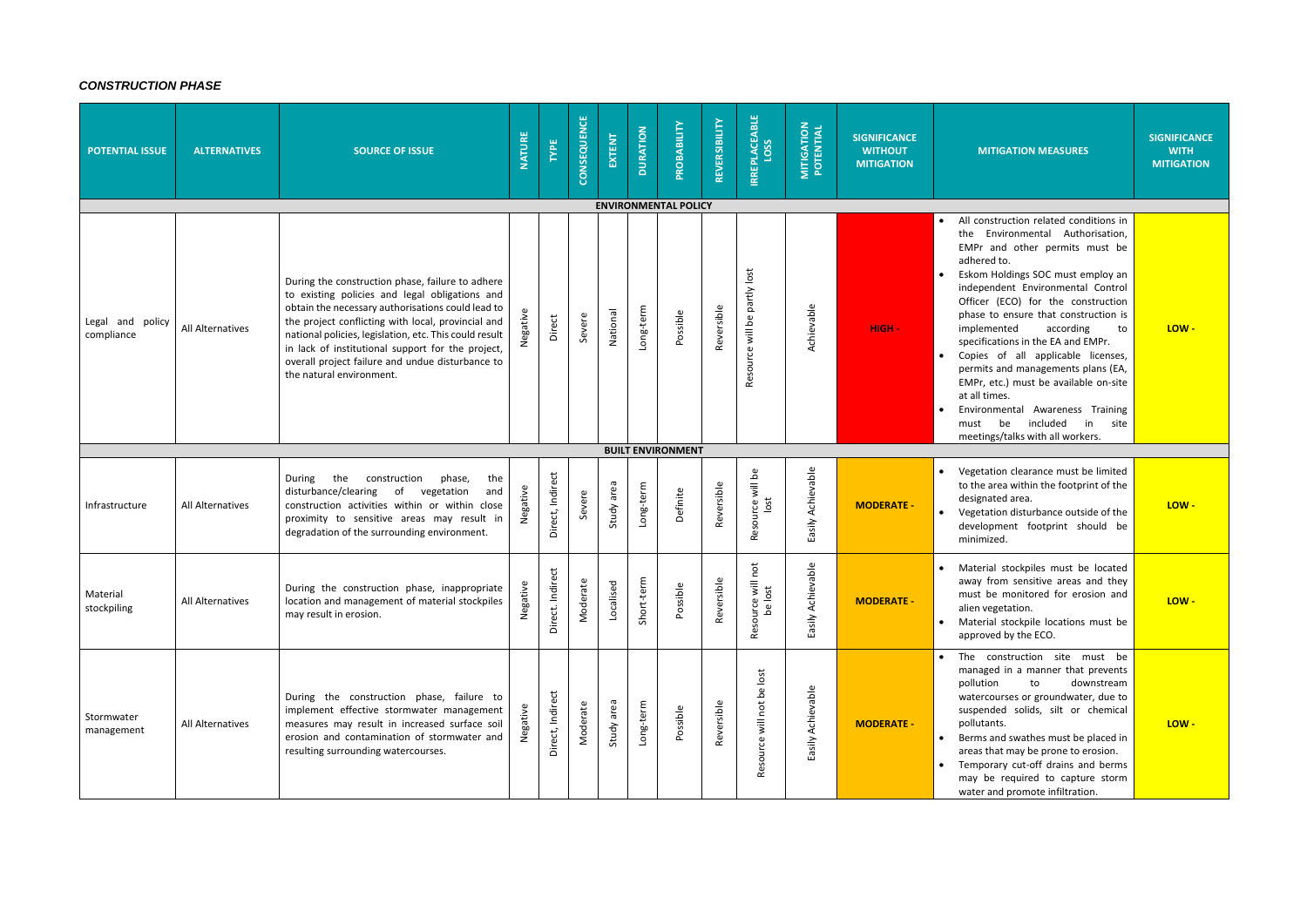***CONSTRUCTION PHASE***

| POTENTIAL ISSUE | ALTERNATIVES | SOURCE OF ISSUE | NATURE | TYPE | CONSEQUENCE | EXTENT | DURATION | PROBABILITY | REVERSIBILITY | IRREPLACEABLE LOSS | MITIGATION POTENTIAL | SIGNIFICANCE WITHOUT MITIGATION | MITIGATION MEASURES | SIGNIFICANCE WITH MITIGATION |
|---|---|---|---|---|---|---|---|---|---|---|---|---|---|---|
| **ENVIRONMENTAL POLICY** | | | | | | | | | | | | | | |
| Legal and policy compliance | All Alternatives | During the construction phase, failure to adhere to existing policies and legal obligations and obtain the necessary authorisations could lead to the project conflicting with local, provincial and national policies, legislation, etc. This could result in lack of institutional support for the project, overall project failure and undue disturbance to the natural environment. | Negative | Direct | Severe | National | Long-term | Possible | Reversible | Resource will be partly lost | Achievable | HIGH - | • All construction related conditions in the Environmental Authorisation, EMPr and other permits must be adhered to.<br>• Eskom Holdings SOC must employ an independent Environmental Control Officer (ECO) for the construction phase to ensure that construction is implemented according to specifications in the EA and EMPr.<br>• Copies of all applicable licenses, permits and managements plans (EA, EMPr, etc.) must be available on-site at all times.<br>• Environmental Awareness Training must be included in site meetings/talks with all workers. | LOW - |
| **BUILT ENVIRONMENT** | | | | | | | | | | | | | | |
| Infrastructure | All Alternatives | During the construction phase, the disturbance/clearing of vegetation and construction activities within or within close proximity to sensitive areas may result in degradation of the surrounding environment. | Negative | Direct, Indirect | Severe | Study area | Long-term | Definite | Reversible | Resource will be lost | Easily Achievable | MODERATE - | • Vegetation clearance must be limited to the area within the footprint of the designated area.<br>• Vegetation disturbance outside of the development footprint should be minimized. | LOW - |
| Material stockpiling | All Alternatives | During the construction phase, inappropriate location and management of material stockpiles may result in erosion. | Negative | Direct. Indirect | Moderate | Localised | Short-term | Possible | Reversible | Resource will not be lost | Easily Achievable | MODERATE - | • Material stockpiles must be located away from sensitive areas and they must be monitored for erosion and alien vegetation.<br>• Material stockpile locations must be approved by the ECO. | LOW - |
| Stormwater management | All Alternatives | During the construction phase, failure to implement effective stormwater management measures may result in increased surface soil erosion and contamination of stormwater and resulting surrounding watercourses. | Negative | Direct, Indirect | Moderate | Study area | Long-term | Possible | Reversible | Resource will not be lost | Easily Achievable | MODERATE - | • The construction site must be managed in a manner that prevents pollution to downstream watercourses or groundwater, due to suspended solids, silt or chemical pollutants.<br>• Berms and swathes must be placed in areas that may be prone to erosion.<br>• Temporary cut-off drains and berms may be required to capture storm water and promote infiltration. | LOW - |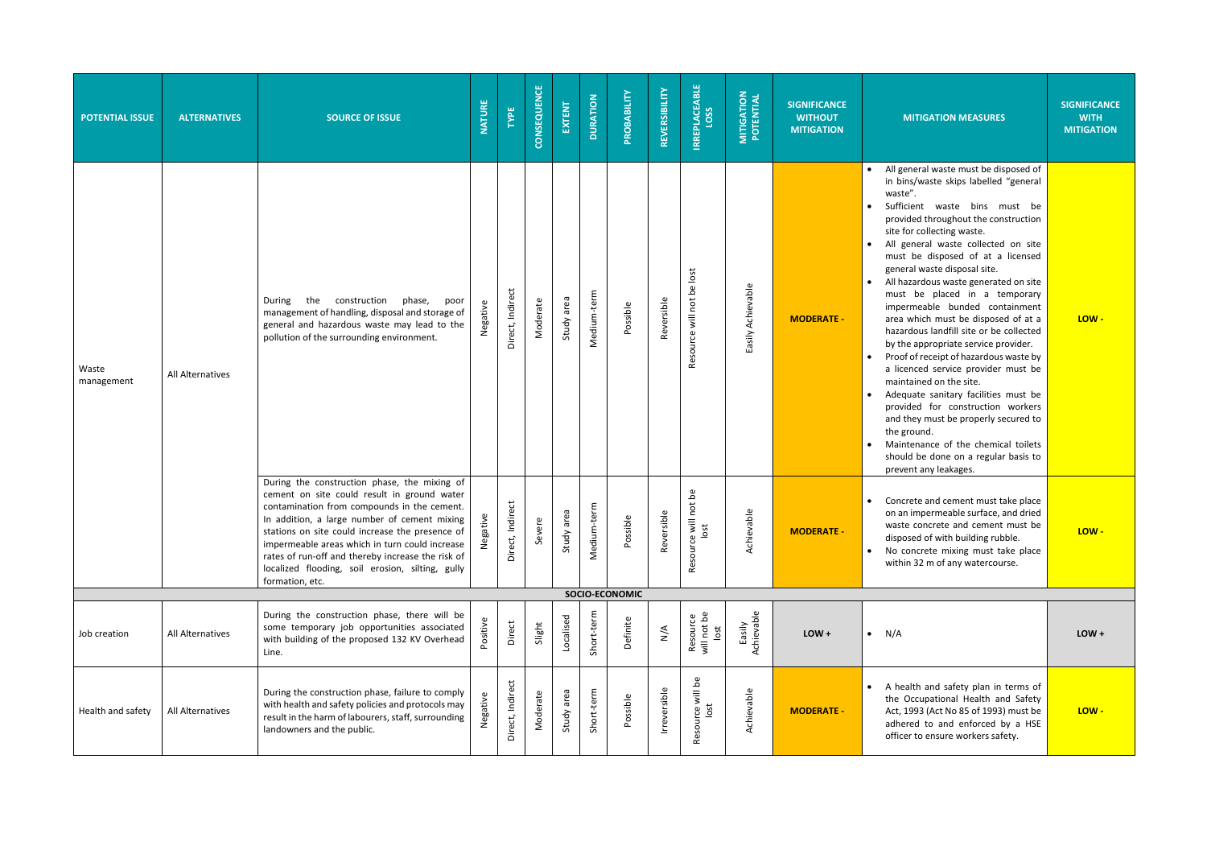| POTENTIAL ISSUE | ALTERNATIVES | SOURCE OF ISSUE | NATURE | TYPE | CONSEQUENCE | EXTENT | DURATION | PROBABILITY | REVERSIBILITY | IRREPLACEABLE LOSS | MITIGATION POTENTIAL | SIGNIFICANCE WITHOUT MITIGATION | MITIGATION MEASURES | SIGNIFICANCE WITH MITIGATION |
|---|---|---|---|---|---|---|---|---|---|---|---|---|---|---|
| Waste management | All Alternatives | During the construction phase, poor management of handling, disposal and storage of general and hazardous waste may lead to the pollution of the surrounding environment. | Negative | Direct, Indirect | Moderate | Study area | Medium-term | Possible | Reversible | Resource will not be lost | Easily Achievable | MODERATE - | • All general waste must be disposed of in bins/waste skips labelled "general waste".<br>• Sufficient waste bins must be provided throughout the construction site for collecting waste.<br>• All general waste collected on site must be disposed of at a licensed general waste disposal site.<br>• All hazardous waste generated on site must be placed in a temporary impermeable bunded containment area which must be disposed of at a hazardous landfill site or be collected by the appropriate service provider.<br>• Proof of receipt of hazardous waste by a licenced service provider must be maintained on the site.<br>• Adequate sanitary facilities must be provided for construction workers and they must be properly secured to the ground.<br>• Maintenance of the chemical toilets should be done on a regular basis to prevent any leakages. | LOW - |
| | | During the construction phase, the mixing of cement on site could result in ground water contamination from compounds in the cement. In addition, a large number of cement mixing stations on site could increase the presence of impermeable areas which in turn could increase rates of run-off and thereby increase the risk of localized flooding, soil erosion, silting, gully formation, etc. | Negative | Direct, Indirect | Severe | Study area | Medium-term | Possible | Reversible | Resource will not be lost | Achievable | MODERATE - | • Concrete and cement must take place on an impermeable surface, and dried waste concrete and cement must be disposed of with building rubble.<br>• No concrete mixing must take place within 32 m of any watercourse. | LOW - |
| **SOCIO-ECONOMIC** | | | | | | | | | | | | | | |
| Job creation | All Alternatives | During the construction phase, there will be some temporary job opportunities associated with building of the proposed 132 KV Overhead Line. | Positive | Direct | Slight | Localised | Short-term | Definite | N/A | Resource will not be lost | Easily Achievable | LOW + | • N/A | LOW + |
| Health and safety | All Alternatives | During the construction phase, failure to comply with health and safety policies and protocols may result in the harm of labourers, staff, surrounding landowners and the public. | Negative | Direct, Indirect | Moderate | Study area | Short-term | Possible | Irreversible | Resource will be lost | Achievable | MODERATE - | • A health and safety plan in terms of the Occupational Health and Safety Act, 1993 (Act No 85 of 1993) must be adhered to and enforced by a HSE officer to ensure workers safety. | LOW - |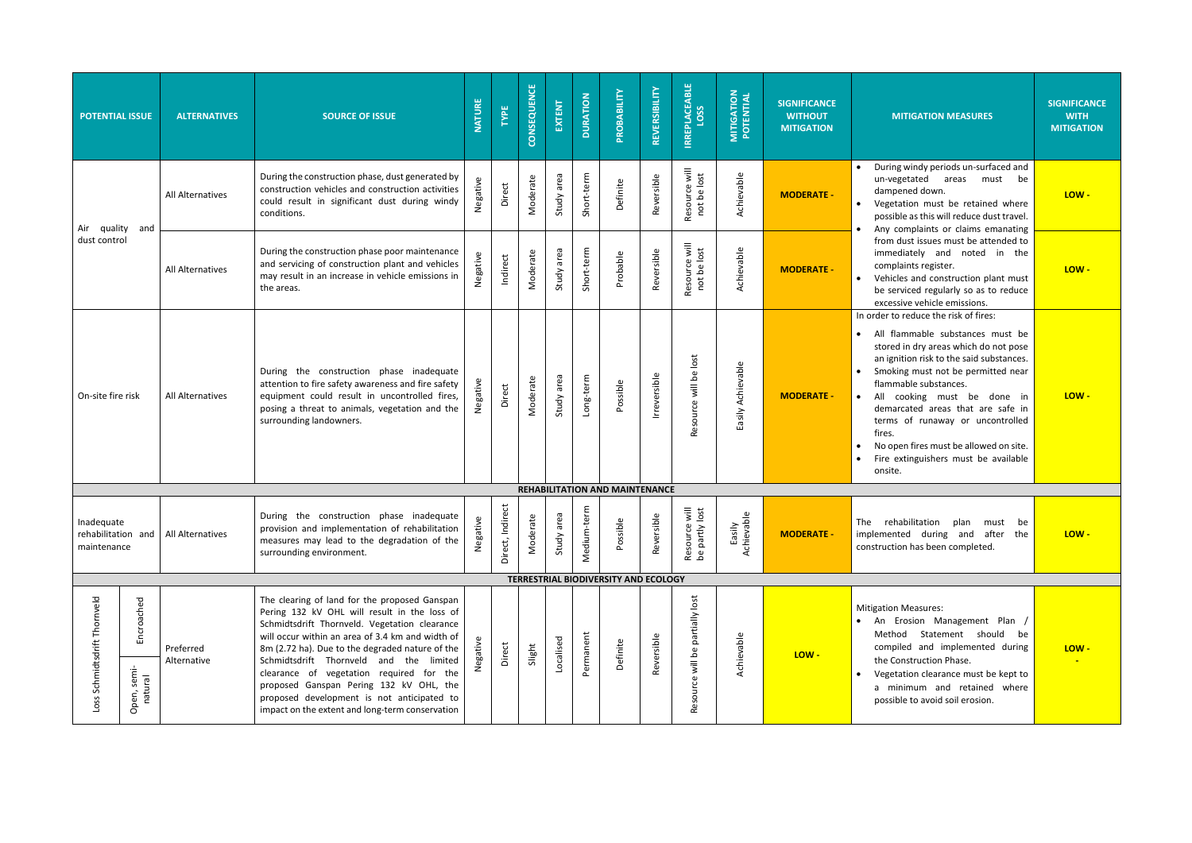| POTENTIAL ISSUE | | ALTERNATIVES | SOURCE OF ISSUE | NATURE | TYPE | CONSEQUENCE | EXTENT | DURATION | PROBABILITY | REVERSIBILITY | IRREPLACEABLE LOSS | MITIGATION POTENTIAL | SIGNIFICANCE WITHOUT MITIGATION | MITIGATION MEASURES | SIGNIFICANCE WITH MITIGATION |
|---|---|---|---|---|---|---|---|---|---|---|---|---|---|---|---|
| Air quality and dust control | | All Alternatives | During the construction phase, dust generated by construction vehicles and construction activities could result in significant dust during windy conditions. | Negative | Direct | Moderate | Study area | Short-term | Definite | Reversible | Resource will not be lost | Achievable | MODERATE - | • During windy periods un-surfaced and un-vegetated areas must be dampened down.<br>• Vegetation must be retained where possible as this will reduce dust travel.<br>• Any complaints or claims emanating from dust issues must be attended to immediately and noted in the complaints register.<br>• Vehicles and construction plant must be serviced regularly so as to reduce excessive vehicle emissions. | LOW - |
| | | All Alternatives | During the construction phase poor maintenance and servicing of construction plant and vehicles may result in an increase in vehicle emissions in the areas. | Negative | Indirect | Moderate | Study area | Short-term | Probable | Reversible | Resource will not be lost | Achievable | MODERATE - | | LOW - |
| On-site fire risk | | All Alternatives | During the construction phase inadequate attention to fire safety awareness and fire safety equipment could result in uncontrolled fires, posing a threat to animals, vegetation and the surrounding landowners. | Negative | Direct | Moderate | Study area | Long-term | Possible | Irreversible | Resource will be lost | Easily Achievable | MODERATE - | In order to reduce the risk of fires:<br>• All flammable substances must be stored in dry areas which do not pose an ignition risk to the said substances.<br>• Smoking must not be permitted near flammable substances.<br>• All cooking must be done in demarcated areas that are safe in terms of runaway or uncontrolled fires.<br>• No open fires must be allowed on site.<br>• Fire extinguishers must be available onsite. | LOW - |
| **REHABILITATION AND MAINTENANCE** | | | | | | | | | | | | | | | |
| Inadequate rehabilitation and maintenance | | All Alternatives | During the construction phase inadequate provision and implementation of rehabilitation measures may lead to the degradation of the surrounding environment. | Negative | Direct, Indirect | Moderate | Study area | Medium-term | Possible | Reversible | Resource will be partly lost | Easily Achievable | MODERATE - | The rehabilitation plan must be implemented during and after the construction has been completed. | LOW - |
| **TERRESTRIAL BIODIVERSITY AND ECOLOGY** | | | | | | | | | | | | | | | |
| Loss Schmidtsdrift Thornveld | Encroached<br>Open, semi-natural | Preferred Alternative | The clearing of land for the proposed Ganspan Pering 132 kV OHL will result in the loss of Schmidtsdrift Thornveld. Vegetation clearance will occur within an area of 3.4 km and width of 8m (2.72 ha). Due to the degraded nature of the Schmidtsdrift Thornveld and the limited clearance of vegetation required for the proposed Ganspan Pering 132 kV OHL, the proposed development is not anticipated to impact on the extent and long-term conservation | Negative | Direct | Slight | Localised | Permanent | Definite | Reversible | Resource will be partially lost | Achievable | LOW - | Mitigation Measures:<br>• An Erosion Management Plan / Method Statement should be compiled and implemented during the Construction Phase.<br>• Vegetation clearance must be kept to a minimum and retained where possible to avoid soil erosion. | LOW - |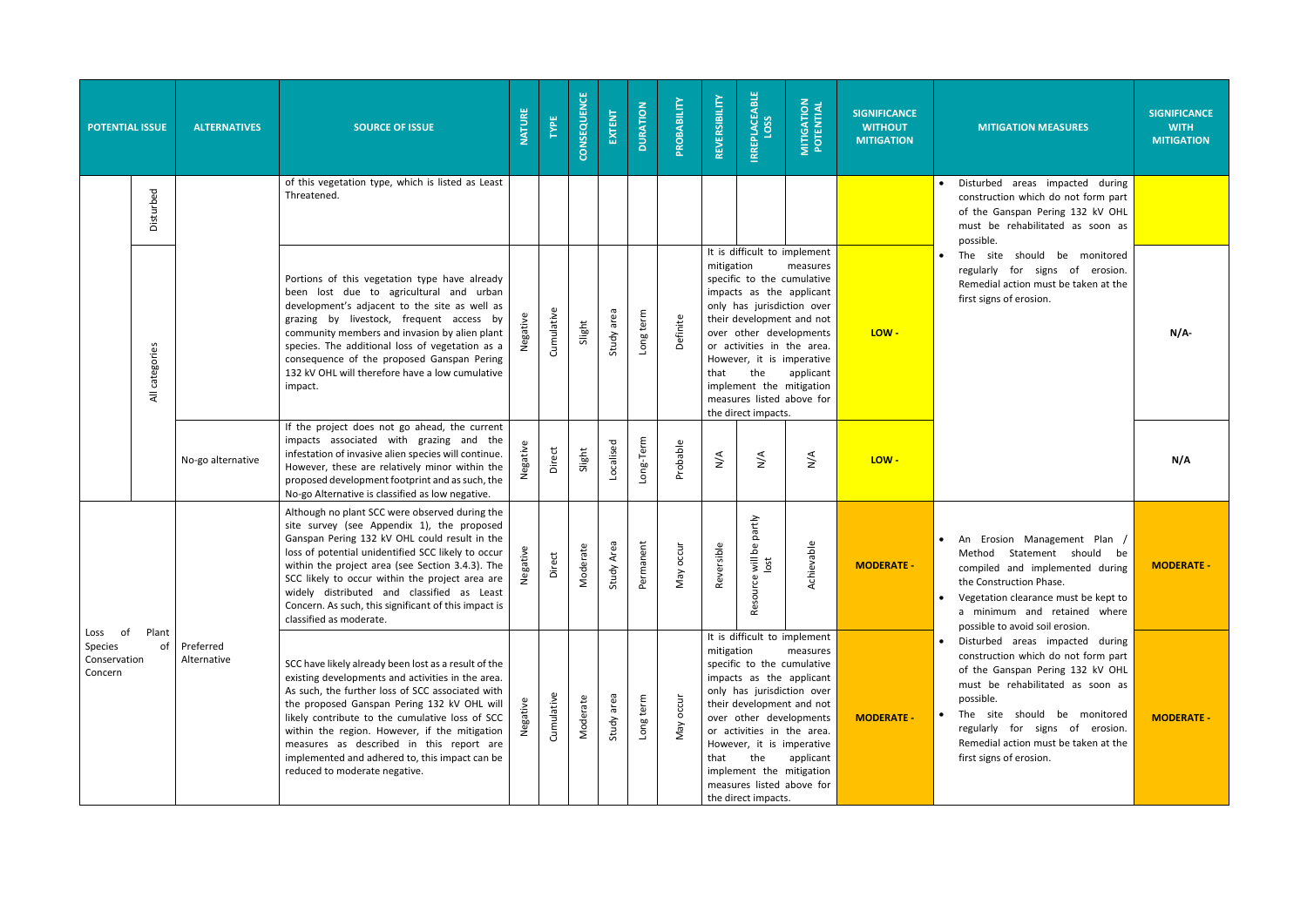| POTENTIAL ISSUE | | ALTERNATIVES | SOURCE OF ISSUE | NATURE | TYPE | CONSEQUENCE | EXTENT | DURATION | PROBABILITY | REVERSIBILITY | IRREPLACEABLE LOSS | MITIGATION POTENTIAL | SIGNIFICANCE WITHOUT MITIGATION | MITIGATION MEASURES | SIGNIFICANCE WITH MITIGATION |
|---|---|---|---|---|---|---|---|---|---|---|---|---|---|---|---|
| | Disturbed | | of this vegetation type, which is listed as Least Threatened. | | | | | | | | | | | • Disturbed areas impacted during construction which do not form part of the Ganspan Pering 132 kV OHL must be rehabilitated as soon as possible.<br>• The site should be monitored regularly for signs of erosion. Remedial action must be taken at the first signs of erosion. | |
| | All categories | | Portions of this vegetation type have already been lost due to agricultural and urban development's adjacent to the site as well as grazing by livestock, frequent access by community members and invasion by alien plant species. The additional loss of vegetation as a consequence of the proposed Ganspan Pering 132 kV OHL will therefore have a low cumulative impact. | Negative | Cumulative | Slight | Study area | Long term | Definite | It is difficult to implement mitigation measures specific to the cumulative impacts as the applicant only has jurisdiction over their development and not over other developments or activities in the area. However, it is imperative that the applicant implement the mitigation measures listed above for the direct impacts. | | | LOW - | | N/A- |
| | | No-go alternative | If the project does not go ahead, the current impacts associated with grazing and the infestation of invasive alien species will continue. However, these are relatively minor within the proposed development footprint and as such, the No-go Alternative is classified as low negative. | Negative | Direct | Slight | Localised | Long-Term | Probable | N/A | N/A | N/A | LOW - | | N/A |
| Loss of Plant Species of Conservation Concern | | Preferred Alternative | Although no plant SCC were observed during the site survey (see Appendix 1), the proposed Ganspan Pering 132 kV OHL could result in the loss of potential unidentified SCC likely to occur within the project area (see Section 3.4.3). The SCC likely to occur within the project area are widely distributed and classified as Least Concern. As such, this significant of this impact is classified as moderate. | Negative | Direct | Moderate | Study Area | Permanent | May occur | Reversible | Resource will be partly lost | Achievable | MODERATE - | • An Erosion Management Plan / Method Statement should be compiled and implemented during the Construction Phase.<br>• Vegetation clearance must be kept to a minimum and retained where possible to avoid soil erosion. | MODERATE - |
| | | | SCC have likely already been lost as a result of the existing developments and activities in the area. As such, the further loss of SCC associated with the proposed Ganspan Pering 132 kV OHL will likely contribute to the cumulative loss of SCC within the region. However, if the mitigation measures as described in this report are implemented and adhered to, this impact can be reduced to moderate negative. | Negative | Cumulative | Moderate | Study area | Long term | May occur | It is difficult to implement mitigation measures specific to the cumulative impacts as the applicant only has jurisdiction over their development and not over other developments or activities in the area. However, it is imperative that the applicant implement the mitigation measures listed above for the direct impacts. | | | MODERATE - | • Disturbed areas impacted during construction which do not form part of the Ganspan Pering 132 kV OHL must be rehabilitated as soon as possible.<br>• The site should be monitored regularly for signs of erosion. Remedial action must be taken at the first signs of erosion. | MODERATE - |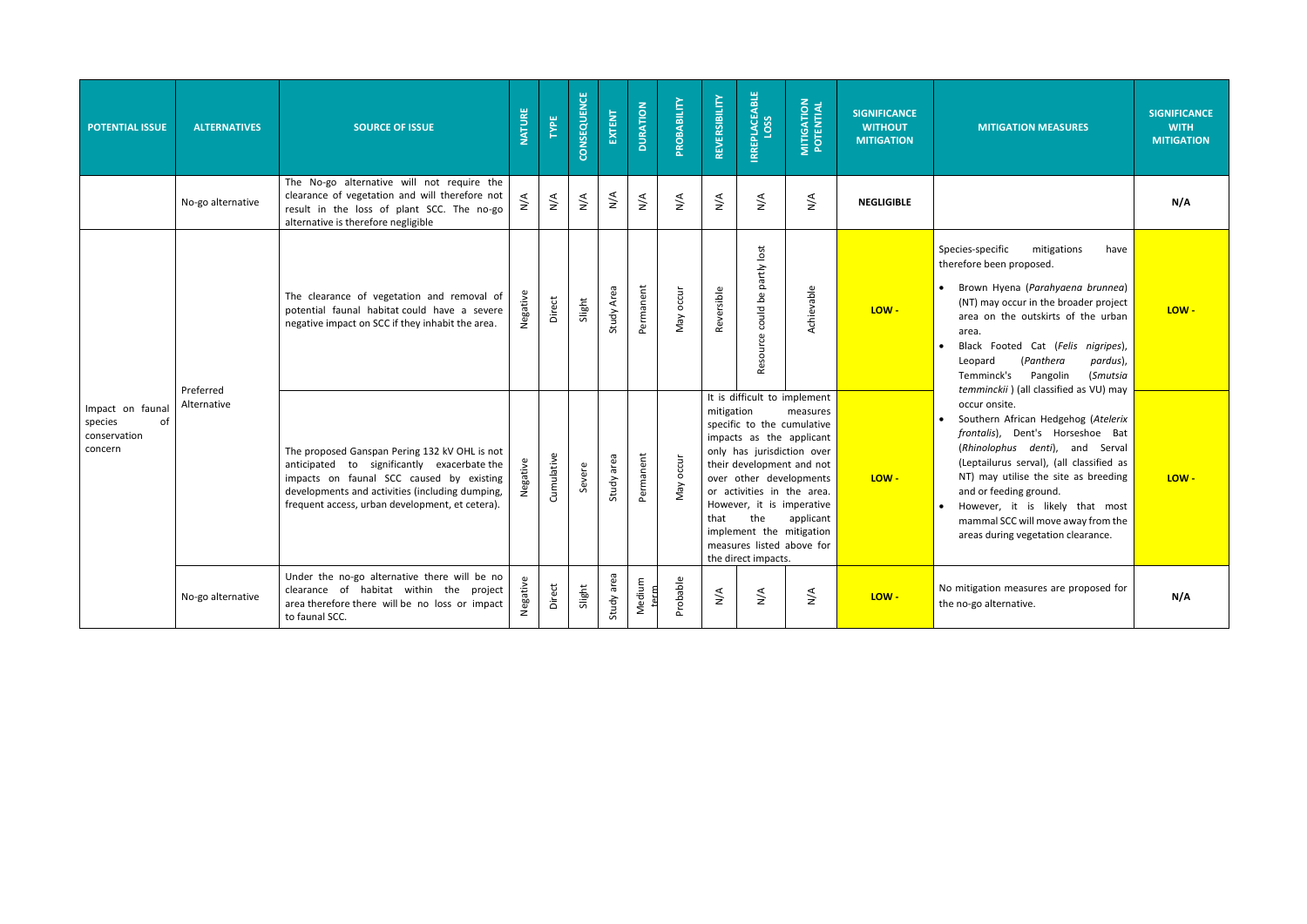| POTENTIAL ISSUE | ALTERNATIVES | SOURCE OF ISSUE | NATURE | TYPE | CONSEQUENCE | EXTENT | DURATION | PROBABILITY | REVERSIBILITY | IRREPLACEABLE LOSS | MITIGATION POTENTIAL | SIGNIFICANCE WITHOUT MITIGATION | MITIGATION MEASURES | SIGNIFICANCE WITH MITIGATION |
|---|---|---|---|---|---|---|---|---|---|---|---|---|---|---|
| | No-go alternative | The No-go alternative will not require the clearance of vegetation and will therefore not result in the loss of plant SCC. The no-go alternative is therefore negligible | N/A | N/A | N/A | N/A | N/A | N/A | N/A | N/A | N/A | **NEGLIGIBLE** | | **N/A** |
| Impact on faunal species of conservation concern | Preferred Alternative | The clearance of vegetation and removal of potential faunal habitat could have a severe negative impact on SCC if they inhabit the area. | Negative | Direct | Slight | Study Area | Permanent | May occur | Reversible | Resource could be partly lost | Achievable | **LOW -** | Species-specific mitigations have therefore been proposed.<br>• Brown Hyena (*Parahyaena brunnea*) (NT) may occur in the broader project area on the outskirts of the urban area.<br>• Black Footed Cat (*Felis nigripes*), Leopard (*Panthera pardus*), Temminck's Pangolin (*Smutsia temminckii* ) (all classified as VU) may occur onsite.<br>• Southern African Hedgehog (*Atelerix frontalis*), Dent's Horseshoe Bat (*Rhinolophus denti*), and Serval (Leptailurus serval), (all classified as NT) may utilise the site as breeding and or feeding ground.<br>• However, it is likely that most mammal SCC will move away from the areas during vegetation clearance. | **LOW -** |
| | | The proposed Ganspan Pering 132 kV OHL is not anticipated to significantly exacerbate the impacts on faunal SCC caused by existing developments and activities (including dumping, frequent access, urban development, et cetera). | Negative | Cumulative | Severe | Study area | Permanent | May occur | It is difficult to implement mitigation measures specific to the cumulative impacts as the applicant only has jurisdiction over their development and not over other developments or activities in the area. However, it is imperative that the applicant implement the mitigation measures listed above for the direct impacts. | | | **LOW -** | | **LOW -** |
| | No-go alternative | Under the no-go alternative there will be no clearance of habitat within the project area therefore there will be no loss or impact to faunal SCC. | Negative | Direct | Slight | Study area | Medium term | Probable | N/A | N/A | N/A | **LOW -** | No mitigation measures are proposed for the no-go alternative. | **N/A** |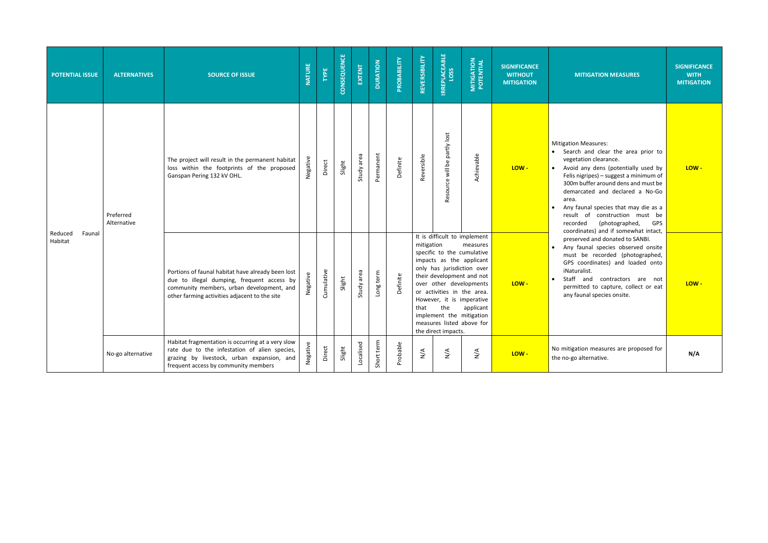| POTENTIAL ISSUE | ALTERNATIVES | SOURCE OF ISSUE | NATURE | TYPE | CONSEQUENCE | EXTENT | DURATION | PROBABILITY | REVERSIBILITY | IRREPLACEABLE LOSS | MITIGATION POTENTIAL | SIGNIFICANCE WITHOUT MITIGATION | MITIGATION MEASURES | SIGNIFICANCE WITH MITIGATION |
|---|---|---|---|---|---|---|---|---|---|---|---|---|---|---|
| Reduced Faunal Habitat | Preferred Alternative | The project will result in the permanent habitat loss within the footprints of the proposed Ganspan Pering 132 kV OHL. | Negative | Direct | Slight | Study area | Permanent | Definite | Reversible | Resource will be partly lost | Achievable | LOW - | Mitigation Measures:<br>• Search and clear the area prior to vegetation clearance.<br>• Avoid any dens (potentially used by Felis nigripes) – suggest a minimum of 300m buffer around dens and must be demarcated and declared a No-Go area.<br>• Any faunal species that may die as a result of construction must be recorded (photographed, GPS coordinates) and if somewhat intact, preserved and donated to SANBI.<br>• Any faunal species observed onsite must be recorded (photographed, GPS coordinates) and loaded onto iNaturalist.<br>• Staff and contractors are not permitted to capture, collect or eat any faunal species onsite. | LOW - |
| | | Portions of faunal habitat have already been lost due to illegal dumping, frequent access by community members, urban development, and other farming activities adjacent to the site | Negative | Cumulative | Slight | Study area | Long term | Definite | It is difficult to implement mitigation measures specific to the cumulative impacts as the applicant only has jurisdiction over their development and not over other developments or activities in the area. However, it is imperative that the applicant implement the mitigation measures listed above for the direct impacts. | | | LOW - | | LOW - |
| | No-go alternative | Habitat fragmentation is occurring at a very slow rate due to the infestation of alien species, grazing by livestock, urban expansion, and frequent access by community members | Negative | Direct | Slight | Localised | Short term | Probable | N/A | N/A | N/A | LOW - | No mitigation measures are proposed for the no-go alternative. | N/A |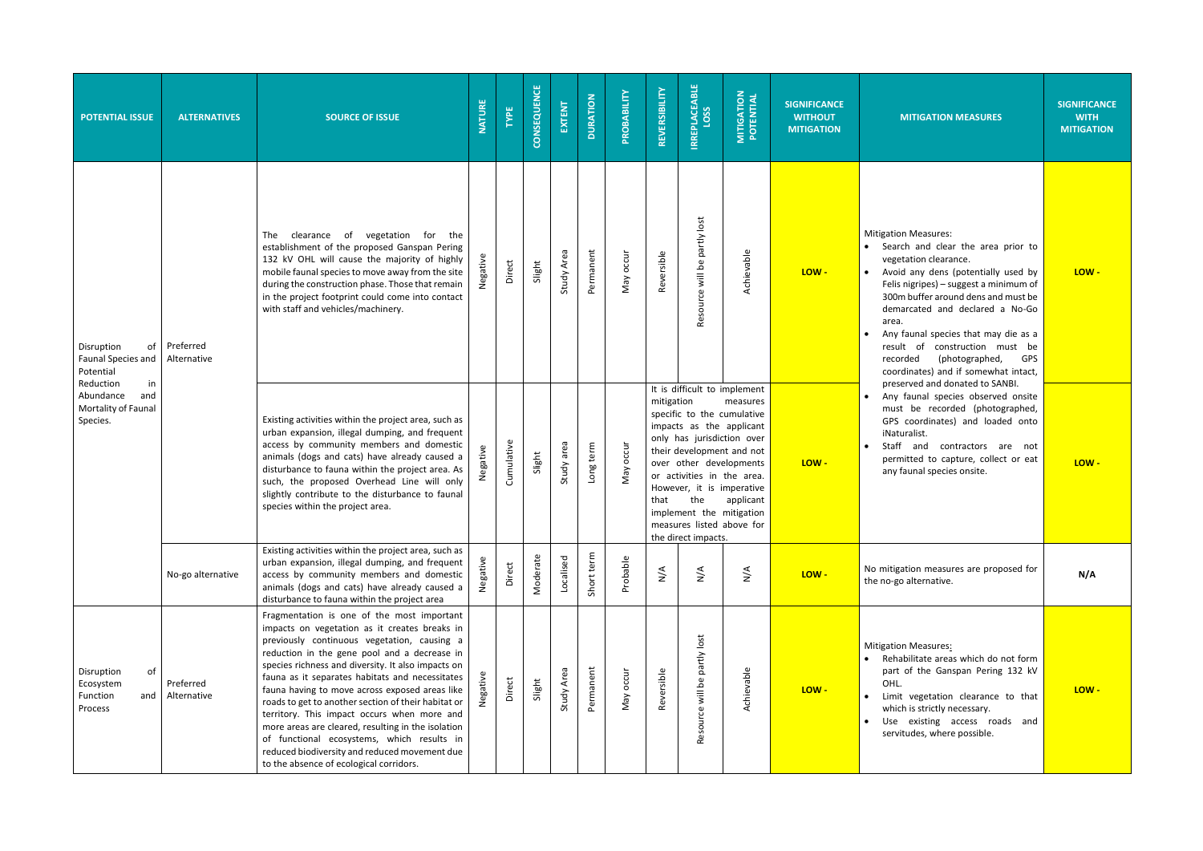| POTENTIAL ISSUE | ALTERNATIVES | SOURCE OF ISSUE | NATURE | TYPE | CONSEQUENCE | EXTENT | DURATION | PROBABILITY | REVERSIBILITY | IRREPLACEABLE LOSS | MITIGATION POTENTIAL | SIGNIFICANCE WITHOUT MITIGATION | MITIGATION MEASURES | SIGNIFICANCE WITH MITIGATION |
|---|---|---|---|---|---|---|---|---|---|---|---|---|---|---|
| Disruption of Faunal Species and Potential Reduction in Abundance and Mortality of Faunal Species. | Preferred Alternative | The clearance of vegetation for the establishment of the proposed Ganspan Pering 132 kV OHL will cause the majority of highly mobile faunal species to move away from the site during the construction phase. Those that remain in the project footprint could come into contact with staff and vehicles/machinery. | Negative | Direct | Slight | Study Area | Permanent | May occur | Reversible | Resource will be partly lost | Achievable | LOW - | Mitigation Measures:<br>• Search and clear the area prior to vegetation clearance.<br>• Avoid any dens (potentially used by Felis nigripes) – suggest a minimum of 300m buffer around dens and must be demarcated and declared a No-Go area.<br>• Any faunal species that may die as a result of construction must be recorded (photographed, GPS coordinates) and if somewhat intact, preserved and donated to SANBI.<br>• Any faunal species observed onsite must be recorded (photographed, GPS coordinates) and loaded onto iNaturalist.<br>• Staff and contractors are not permitted to capture, collect or eat any faunal species onsite. | LOW - |
| | | Existing activities within the project area, such as urban expansion, illegal dumping, and frequent access by community members and domestic animals (dogs and cats) have already caused a disturbance to fauna within the project area. As such, the proposed Overhead Line will only slightly contribute to the disturbance to faunal species within the project area. | Negative | Cumulative | Slight | Study area | Long term | May occur | It is difficult to implement mitigation measures specific to the cumulative impacts as the applicant only has jurisdiction over their development and not over other developments or activities in the area. However, it is imperative that the applicant implement the mitigation measures listed above for the direct impacts. | | | LOW - | | LOW - |
| | No-go alternative | Existing activities within the project area, such as urban expansion, illegal dumping, and frequent access by community members and domestic animals (dogs and cats) have already caused a disturbance to fauna within the project area | Negative | Direct | Moderate | Localised | Short term | Probable | N/A | N/A | N/A | LOW - | No mitigation measures are proposed for the no-go alternative. | N/A |
| Disruption of Ecosystem Function and Process | Preferred Alternative | Fragmentation is one of the most important impacts on vegetation as it creates breaks in previously continuous vegetation, causing a reduction in the gene pool and a decrease in species richness and diversity. It also impacts on fauna as it separates habitats and necessitates fauna having to move across exposed areas like roads to get to another section of their habitat or territory. This impact occurs when more and more areas are cleared, resulting in the isolation of functional ecosystems, which results in reduced biodiversity and reduced movement due to the absence of ecological corridors. | Negative | Direct | Slight | Study Area | Permanent | May occur | Reversible | Resource will be partly lost | Achievable | LOW - | Mitigation Measures:<br>• Rehabilitate areas which do not form part of the Ganspan Pering 132 kV OHL.<br>• Limit vegetation clearance to that which is strictly necessary.<br>• Use existing access roads and servitudes, where possible. | LOW - |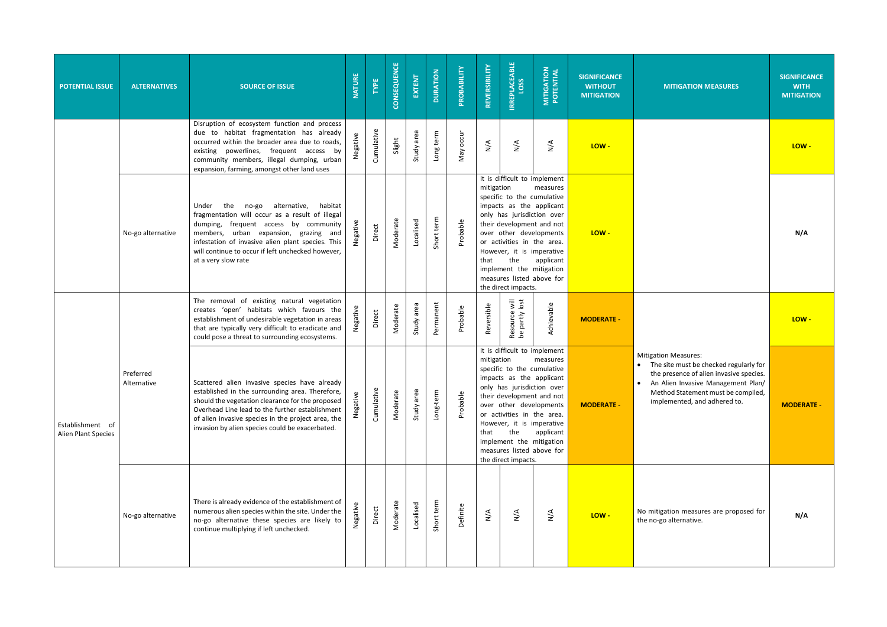| POTENTIAL ISSUE | ALTERNATIVES | SOURCE OF ISSUE | NATURE | TYPE | CONSEQUENCE | EXTENT | DURATION | PROBABILITY | REVERSIBILITY | IRREPLACEABLE LOSS | MITIGATION POTENTIAL | SIGNIFICANCE WITHOUT MITIGATION | MITIGATION MEASURES | SIGNIFICANCE WITH MITIGATION |
|---|---|---|---|---|---|---|---|---|---|---|---|---|---|---|
| | | Disruption of ecosystem function and process due to habitat fragmentation has already occurred within the broader area due to roads, existing powerlines, frequent access by community members, illegal dumping, urban expansion, farming, amongst other land uses | Negative | Cumulative | Slight | Study area | Long term | May occur | N/A | N/A | N/A | LOW - | | LOW - |
| | No-go alternative | Under the no-go alternative, habitat fragmentation will occur as a result of illegal dumping, frequent access by community members, urban expansion, grazing and infestation of invasive alien plant species. This will continue to occur if left unchecked however, at a very slow rate | Negative | Direct | Moderate | Localised | Short term | Probable | It is difficult to implement mitigation measures specific to the cumulative impacts as the applicant only has jurisdiction over their development and not over other developments or activities in the area. However, it is imperative that the applicant implement the mitigation measures listed above for the direct impacts. | | | LOW - | | N/A |
| Establishment of Alien Plant Species | Preferred Alternative | The removal of existing natural vegetation creates 'open' habitats which favours the establishment of undesirable vegetation in areas that are typically very difficult to eradicate and could pose a threat to surrounding ecosystems. | Negative | Direct | Moderate | Study area | Permanent | Probable | Reversible | Resource will be partly lost | Achievable | MODERATE - | Mitigation Measures:<br>• The site must be checked regularly for the presence of alien invasive species.<br>• An Alien Invasive Management Plan/ Method Statement must be compiled, implemented, and adhered to. | LOW - |
| | | Scattered alien invasive species have already established in the surrounding area. Therefore, should the vegetation clearance for the proposed Overhead Line lead to the further establishment of alien invasive species in the project area, the invasion by alien species could be exacerbated. | Negative | Cumulative | Moderate | Study area | Long-term | Probable | It is difficult to implement mitigation measures specific to the cumulative impacts as the applicant only has jurisdiction over their development and not over other developments or activities in the area. However, it is imperative that the applicant implement the mitigation measures listed above for the direct impacts. | | | MODERATE - | | MODERATE - |
| | No-go alternative | There is already evidence of the establishment of numerous alien species within the site. Under the no-go alternative these species are likely to continue multiplying if left unchecked. | Negative | Direct | Moderate | Localised | Short term | Definite | N/A | N/A | N/A | LOW - | No mitigation measures are proposed for the no-go alternative. | N/A |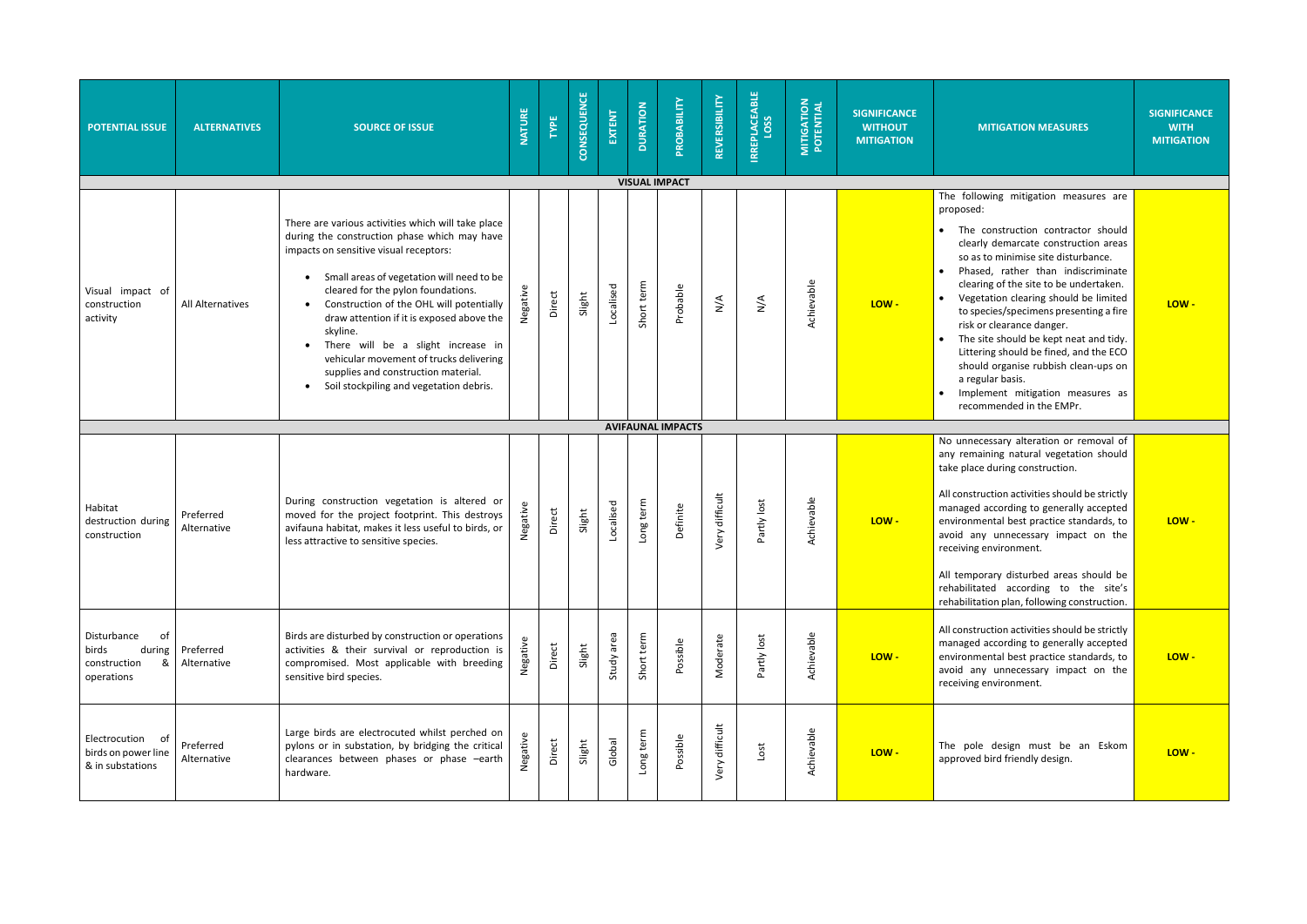| POTENTIAL ISSUE | ALTERNATIVES | SOURCE OF ISSUE | NATURE | TYPE | CONSEQUENCE | EXTENT | DURATION | PROBABILITY | REVERSIBILITY | IRREPLACEABLE LOSS | MITIGATION POTENTIAL | SIGNIFICANCE WITHOUT MITIGATION | MITIGATION MEASURES | SIGNIFICANCE WITH MITIGATION |
|---|---|---|---|---|---|---|---|---|---|---|---|---|---|---|
| **VISUAL IMPACT** | | | | | | | | | | | | | | |
| Visual impact of construction activity | All Alternatives | There are various activities which will take place during the construction phase which may have impacts on sensitive visual receptors: <br>• Small areas of vegetation will need to be cleared for the pylon foundations. <br>• Construction of the OHL will potentially draw attention if it is exposed above the skyline. <br>• There will be a slight increase in vehicular movement of trucks delivering supplies and construction material. <br>• Soil stockpiling and vegetation debris. | Negative | Direct | Slight | Localised | Short term | Probable | N/A | N/A | Achievable | LOW - | The following mitigation measures are proposed: <br>• The construction contractor should clearly demarcate construction areas so as to minimise site disturbance. <br>• Phased, rather than indiscriminate clearing of the site to be undertaken. <br>• Vegetation clearing should be limited to species/specimens presenting a fire risk or clearance danger. <br>• The site should be kept neat and tidy. Littering should be fined, and the ECO should organise rubbish clean-ups on a regular basis. <br>• Implement mitigation measures as recommended in the EMPr. | LOW - |
| **AVIFAUNAL IMPACTS** | | | | | | | | | | | | | | |
| Habitat destruction during construction | Preferred Alternative | During construction vegetation is altered or moved for the project footprint. This destroys avifauna habitat, makes it less useful to birds, or less attractive to sensitive species. | Negative | Direct | Slight | Localised | Long term | Definite | Very difficult | Partly lost | Achievable | LOW - | No unnecessary alteration or removal of any remaining natural vegetation should take place during construction. <br><br>All construction activities should be strictly managed according to generally accepted environmental best practice standards, to avoid any unnecessary impact on the receiving environment. <br><br>All temporary disturbed areas should be rehabilitated according to the site's rehabilitation plan, following construction. | LOW - |
| Disturbance of birds during construction & operations | Preferred Alternative | Birds are disturbed by construction or operations activities & their survival or reproduction is compromised. Most applicable with breeding sensitive bird species. | Negative | Direct | Slight | Study area | Short term | Possible | Moderate | Partly lost | Achievable | LOW - | All construction activities should be strictly managed according to generally accepted environmental best practice standards, to avoid any unnecessary impact on the receiving environment. | LOW - |
| Electrocution of birds on power line & in substations | Preferred Alternative | Large birds are electrocuted whilst perched on pylons or in substation, by bridging the critical clearances between phases or phase –earth hardware. | Negative | Direct | Slight | Global | Long term | Possible | Very difficult | Lost | Achievable | LOW - | The pole design must be an Eskom approved bird friendly design. | LOW - |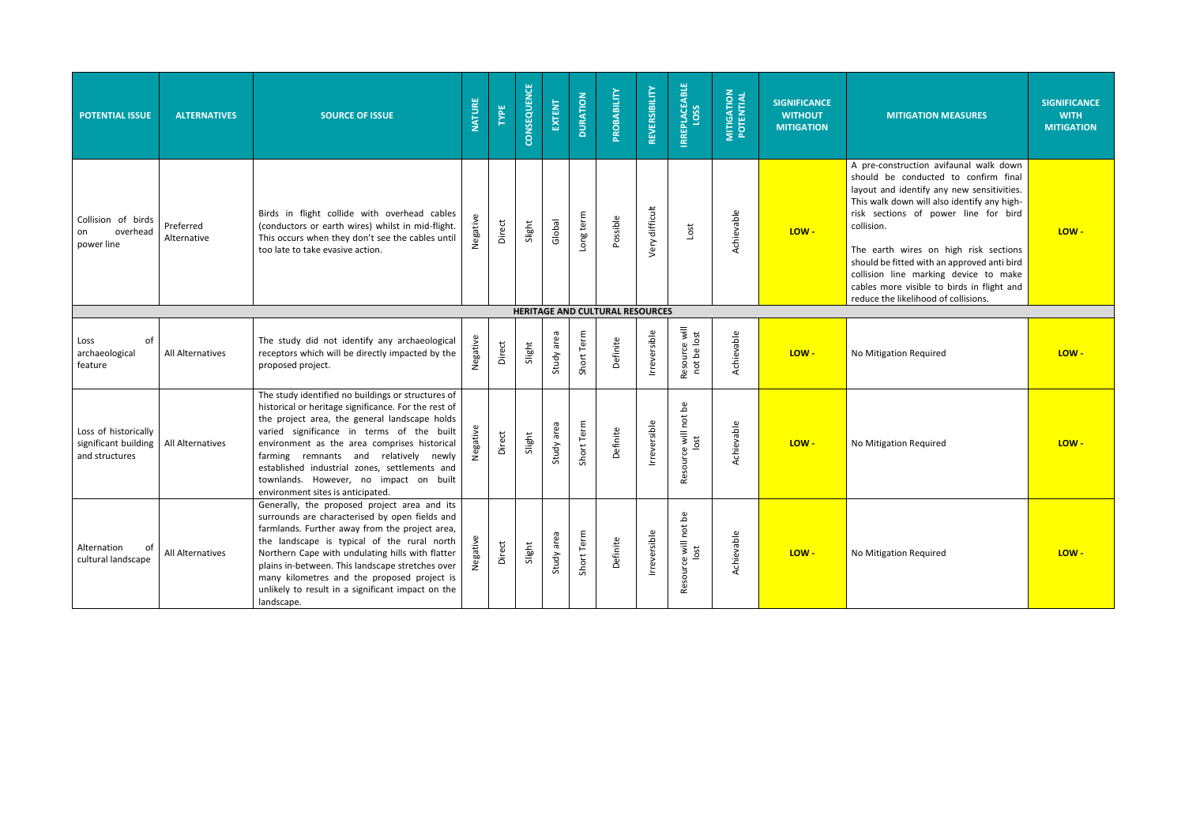| POTENTIAL ISSUE | ALTERNATIVES | SOURCE OF ISSUE | NATURE | TYPE | CONSEQUENCE | EXTENT | DURATION | PROBABILITY | REVERSIBILITY | IRREPLACEABLE LOSS | MITIGATION POTENTIAL | SIGNIFICANCE WITHOUT MITIGATION | MITIGATION MEASURES | SIGNIFICANCE WITH MITIGATION |
|---|---|---|---|---|---|---|---|---|---|---|---|---|---|---|
| Collision of birds on overhead power line | Preferred Alternative | Birds in flight collide with overhead cables (conductors or earth wires) whilst in mid-flight. This occurs when they don't see the cables until too late to take evasive action. | Negative | Direct | Slight | Global | Long term | Possible | Very difficult | Lost | Achievable | LOW - | A pre-construction avifaunal walk down should be conducted to confirm final layout and identify any new sensitivities. This walk down will also identify any high-risk sections of power line for bird collision.<br><br>The earth wires on high risk sections should be fitted with an approved anti bird collision line marking device to make cables more visible to birds in flight and reduce the likelihood of collisions. | LOW - |
| **HERITAGE AND CULTURAL RESOURCES** | | | | | | | | | | | | | | |
| Loss of archaeological feature | All Alternatives | The study did not identify any archaeological receptors which will be directly impacted by the proposed project. | Negative | Direct | Slight | Study area | Short Term | Definite | Irreversible | Resource will not be lost | Achievable | LOW - | No Mitigation Required | LOW - |
| Loss of historically significant building and structures | All Alternatives | The study identified no buildings or structures of historical or heritage significance. For the rest of the project area, the general landscape holds varied significance in terms of the built environment as the area comprises historical farming remnants and relatively newly established industrial zones, settlements and townlands. However, no impact on built environment sites is anticipated. | Negative | Direct | Slight | Study area | Short Term | Definite | Irreversible | Resource will not be lost | Achievable | LOW - | No Mitigation Required | LOW - |
| Alternation of cultural landscape | All Alternatives | Generally, the proposed project area and its surrounds are characterised by open fields and farmlands. Further away from the project area, the landscape is typical of the rural north Northern Cape with undulating hills with flatter plains in-between. This landscape stretches over many kilometres and the proposed project is unlikely to result in a significant impact on the landscape. | Negative | Direct | Slight | Study area | Short Term | Definite | Irreversible | Resource will not be lost | Achievable | LOW - | No Mitigation Required | LOW - |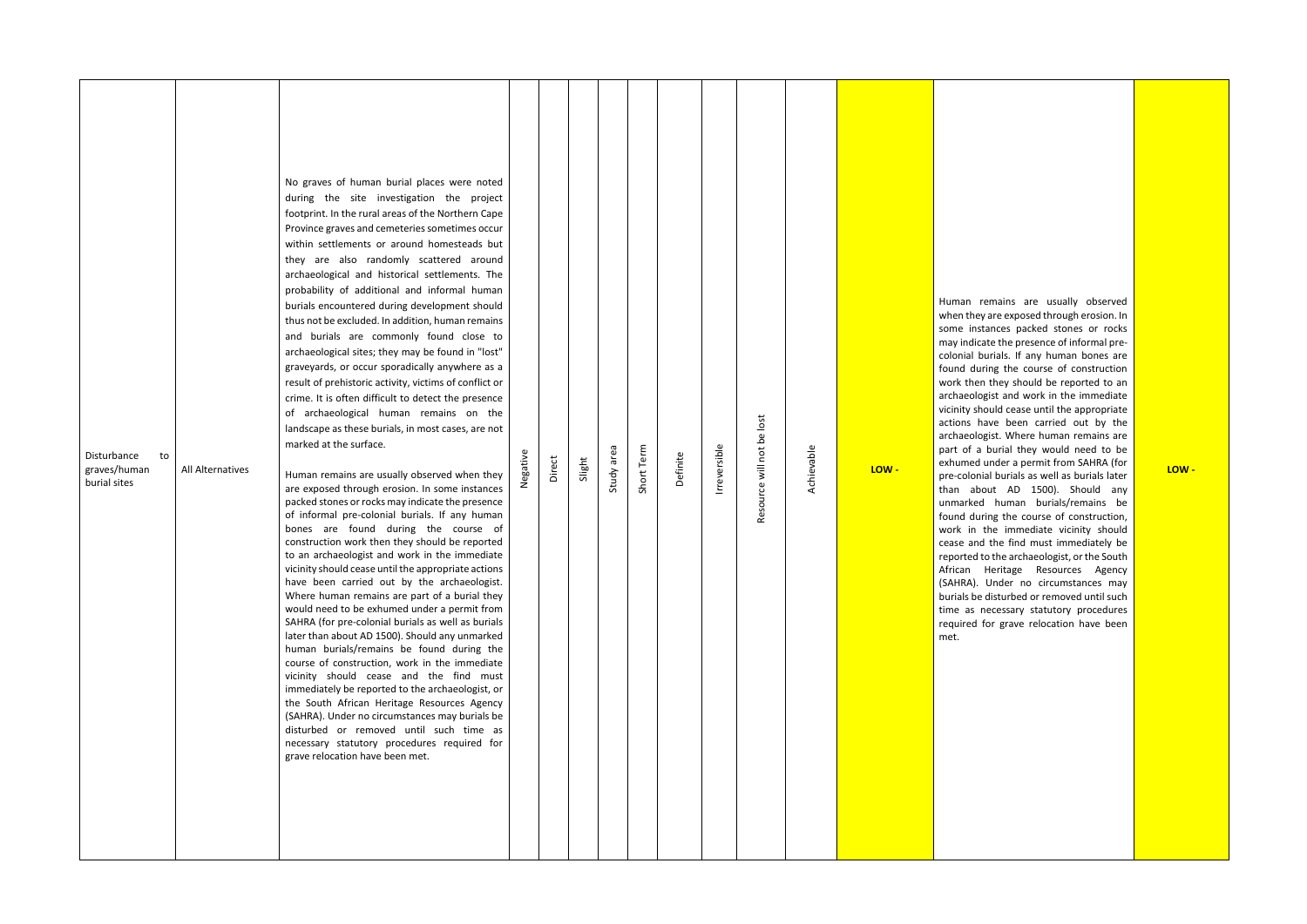| Disturbance to graves/human burial sites | All Alternatives | No graves of human burial places were noted during the site investigation the project footprint. In the rural areas of the Northern Cape Province graves and cemeteries sometimes occur within settlements or around homesteads but they are also randomly scattered around archaeological and historical settlements. The probability of additional and informal human burials encountered during development should thus not be excluded. In addition, human remains and burials are commonly found close to archaeological sites; they may be found in "lost" graveyards, or occur sporadically anywhere as a result of prehistoric activity, victims of conflict or crime. It is often difficult to detect the presence of archaeological human remains on the landscape as these burials, in most cases, are not marked at the surface.<br><br>Human remains are usually observed when they are exposed through erosion. In some instances packed stones or rocks may indicate the presence of informal pre-colonial burials. If any human bones are found during the course of construction work then they should be reported to an archaeologist and work in the immediate vicinity should cease until the appropriate actions have been carried out by the archaeologist. Where human remains are part of a burial they would need to be exhumed under a permit from SAHRA (for pre-colonial burials as well as burials later than about AD 1500). Should any unmarked human burials/remains be found during the course of construction, work in the immediate vicinity should cease and the find must immediately be reported to the archaeologist, or the South African Heritage Resources Agency (SAHRA). Under no circumstances may burials be disturbed or removed until such time as necessary statutory procedures required for grave relocation have been met. | Negative | Direct | Slight | Study area | Short Term | Definite | Irreversible | Resource will not be lost | Achievable | LOW - | Human remains are usually observed when they are exposed through erosion. In some instances packed stones or rocks may indicate the presence of informal pre-colonial burials. If any human bones are found during the course of construction work then they should be reported to an archaeologist and work in the immediate vicinity should cease until the appropriate actions have been carried out by the archaeologist. Where human remains are part of a burial they would need to be exhumed under a permit from SAHRA (for pre-colonial burials as well as burials later than about AD 1500). Should any unmarked human burials/remains be found during the course of construction, work in the immediate vicinity should cease and the find must immediately be reported to the archaeologist, or the South African Heritage Resources Agency (SAHRA). Under no circumstances may burials be disturbed or removed until such time as necessary statutory procedures required for grave relocation have been met. | LOW - |
|---|---|---|---|---|---|---|---|---|---|---|---|---|---|---|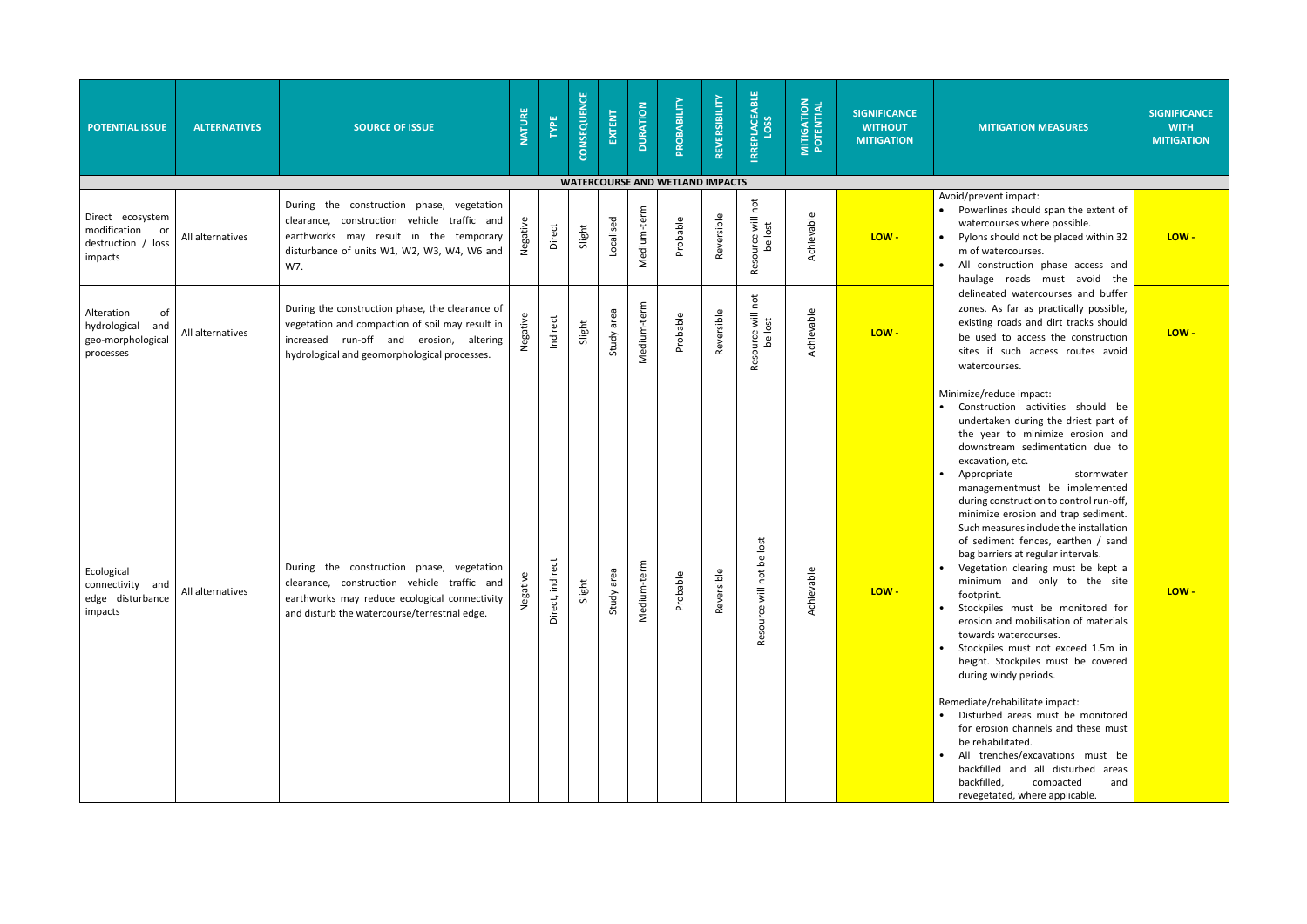| POTENTIAL ISSUE | ALTERNATIVES | SOURCE OF ISSUE | NATURE | TYPE | CONSEQUENCE | EXTENT | DURATION | PROBABILITY | REVERSIBILITY | IRREPLACEABLE LOSS | MITIGATION POTENTIAL | SIGNIFICANCE WITHOUT MITIGATION | MITIGATION MEASURES | SIGNIFICANCE WITH MITIGATION |
|---|---|---|---|---|---|---|---|---|---|---|---|---|---|---|
| **WATERCOURSE AND WETLAND IMPACTS** | | | | | | | | | | | | | | |
| Direct ecosystem modification or destruction / loss impacts | All alternatives | During the construction phase, vegetation clearance, construction vehicle traffic and earthworks may result in the temporary disturbance of units W1, W2, W3, W4, W6 and W7. | Negative | Direct | Slight | Localised | Medium-term | Probable | Reversible | Resource will not be lost | Achievable | LOW - | Avoid/prevent impact:<br>• Powerlines should span the extent of watercourses where possible.<br>• Pylons should not be placed within 32 m of watercourses.<br>• All construction phase access and haulage roads must avoid the delineated watercourses and buffer zones. As far as practically possible, existing roads and dirt tracks should be used to access the construction sites if such access routes avoid watercourses. | LOW - |
| Alteration of hydrological and geo-morphological processes | All alternatives | During the construction phase, the clearance of vegetation and compaction of soil may result in increased run-off and erosion, altering hydrological and geomorphological processes. | Negative | Indirect | Slight | Study area | Medium-term | Probable | Reversible | Resource will not be lost | Achievable | LOW - | | LOW - |
| Ecological connectivity and edge disturbance impacts | All alternatives | During the construction phase, vegetation clearance, construction vehicle traffic and earthworks may reduce ecological connectivity and disturb the watercourse/terrestrial edge. | Negative | Direct, indirect | Slight | Study area | Medium-term | Probable | Reversible | Resource will not be lost | Achievable | LOW - | Minimize/reduce impact:<br>• Construction activities should be undertaken during the driest part of the year to minimize erosion and downstream sedimentation due to excavation, etc.<br>• Appropriate stormwater managementmust be implemented during construction to control run-off, minimize erosion and trap sediment. Such measures include the installation of sediment fences, earthen / sand bag barriers at regular intervals.<br>• Vegetation clearing must be kept a minimum and only to the site footprint.<br>• Stockpiles must be monitored for erosion and mobilisation of materials towards watercourses.<br>• Stockpiles must not exceed 1.5m in height. Stockpiles must be covered during windy periods.<br><br>Remediate/rehabilitate impact:<br>• Disturbed areas must be monitored for erosion channels and these must be rehabilitated.<br>• All trenches/excavations must be backfilled and all disturbed areas backfilled, compacted and revegetated, where applicable. | LOW - |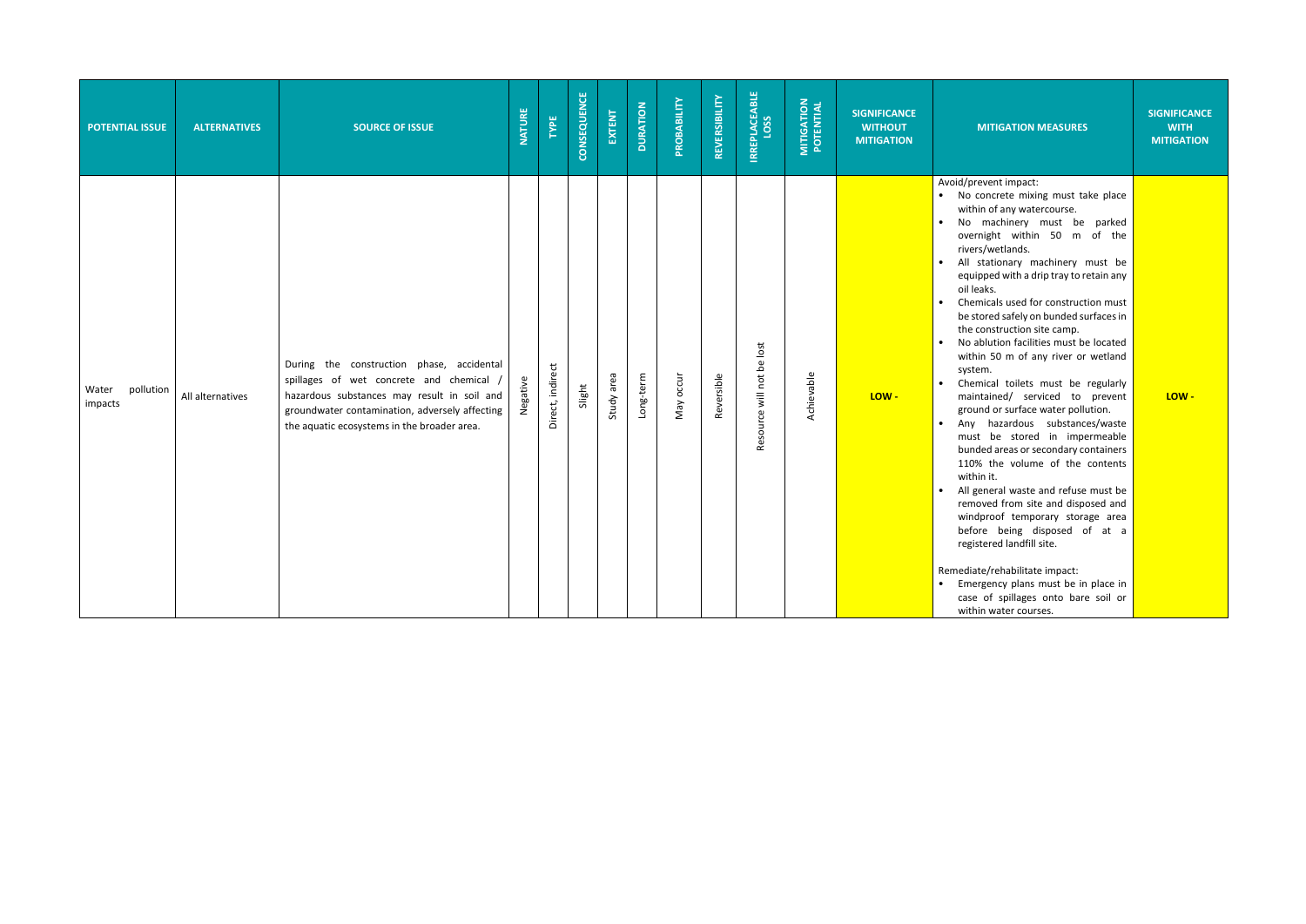| POTENTIAL ISSUE | ALTERNATIVES | SOURCE OF ISSUE | NATURE | TYPE | CONSEQUENCE | EXTENT | DURATION | PROBABILITY | REVERSIBILITY | IRREPLACEABLE LOSS | MITIGATION POTENTIAL | SIGNIFICANCE WITHOUT MITIGATION | MITIGATION MEASURES | SIGNIFICANCE WITH MITIGATION |
|---|---|---|---|---|---|---|---|---|---|---|---|---|---|---|
| Water pollution impacts | All alternatives | During the construction phase, accidental spillages of wet concrete and chemical / hazardous substances may result in soil and groundwater contamination, adversely affecting the aquatic ecosystems in the broader area. | Negative | Direct, indirect | Slight | Study area | Long-term | May occur | Reversible | Resource will not be lost | Achievable | LOW - | Avoid/prevent impact:<br>• No concrete mixing must take place within of any watercourse.<br>• No machinery must be parked overnight within 50 m of the rivers/wetlands.<br>• All stationary machinery must be equipped with a drip tray to retain any oil leaks.<br>• Chemicals used for construction must be stored safely on bunded surfaces in the construction site camp.<br>• No ablution facilities must be located within 50 m of any river or wetland system.<br>• Chemical toilets must be regularly maintained/ serviced to prevent ground or surface water pollution.<br>• Any hazardous substances/waste must be stored in impermeable bunded areas or secondary containers 110% the volume of the contents within it.<br>• All general waste and refuse must be removed from site and disposed and windproof temporary storage area before being disposed of at a registered landfill site.<br><br>Remediate/rehabilitate impact:<br>• Emergency plans must be in place in case of spillages onto bare soil or within water courses. | LOW - |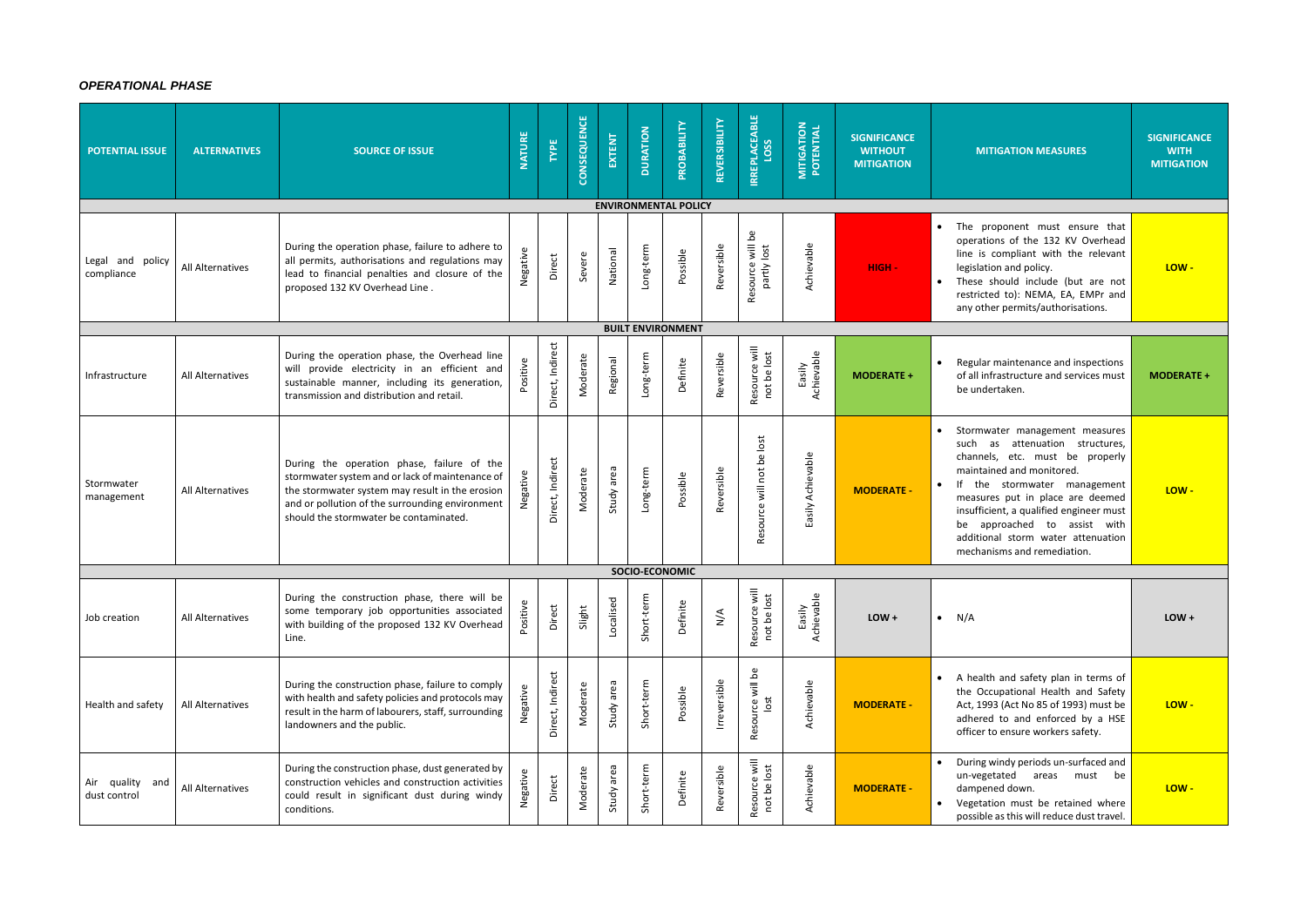*OPERATIONAL PHASE*

| POTENTIAL ISSUE | ALTERNATIVES | SOURCE OF ISSUE | NATURE | TYPE | CONSEQUENCE | EXTENT | DURATION | PROBABILITY | REVERSIBILITY | IRREPLACEABLE LOSS | MITIGATION POTENTIAL | SIGNIFICANCE WITHOUT MITIGATION | MITIGATION MEASURES | SIGNIFICANCE WITH MITIGATION |
|---|---|---|---|---|---|---|---|---|---|---|---|---|---|---|
| **ENVIRONMENTAL POLICY** | | | | | | | | | | | | | | |
| Legal and policy compliance | All Alternatives | During the operation phase, failure to adhere to all permits, authorisations and regulations may lead to financial penalties and closure of the proposed 132 KV Overhead Line . | Negative | Direct | Severe | National | Long-term | Possible | Reversible | Resource will be partly lost | Achievable | HIGH - | • The proponent must ensure that operations of the 132 KV Overhead line is compliant with the relevant legislation and policy. • These should include (but are not restricted to): NEMA, EA, EMPr and any other permits/authorisations. | LOW - |
| **BUILT ENVIRONMENT** | | | | | | | | | | | | | | |
| Infrastructure | All Alternatives | During the operation phase, the Overhead line will provide electricity in an efficient and sustainable manner, including its generation, transmission and distribution and retail. | Positive | Direct, Indirect | Moderate | Regional | Long-term | Definite | Reversible | Resource will not be lost | Easily Achievable | MODERATE + | • Regular maintenance and inspections of all infrastructure and services must be undertaken. | MODERATE + |
| Stormwater management | All Alternatives | During the operation phase, failure of the stormwater system and or lack of maintenance of the stormwater system may result in the erosion and or pollution of the surrounding environment should the stormwater be contaminated. | Negative | Direct, Indirect | Moderate | Study area | Long-term | Possible | Reversible | Resource will not be lost | Easily Achievable | MODERATE - | • Stormwater management measures such as attenuation structures, channels, etc. must be properly maintained and monitored. • If the stormwater management measures put in place are deemed insufficient, a qualified engineer must be approached to assist with additional storm water attenuation mechanisms and remediation. | LOW - |
| **SOCIO-ECONOMIC** | | | | | | | | | | | | | | |
| Job creation | All Alternatives | During the construction phase, there will be some temporary job opportunities associated with building of the proposed 132 KV Overhead Line. | Positive | Direct | Slight | Localised | Short-term | Definite | N/A | Resource will not be lost | Easily Achievable | LOW + | • N/A | LOW + |
| Health and safety | All Alternatives | During the construction phase, failure to comply with health and safety policies and protocols may result in the harm of labourers, staff, surrounding landowners and the public. | Negative | Direct, Indirect | Moderate | Study area | Short-term | Possible | Irreversible | Resource will be lost | Achievable | MODERATE - | • A health and safety plan in terms of the Occupational Health and Safety Act, 1993 (Act No 85 of 1993) must be adhered to and enforced by a HSE officer to ensure workers safety. | LOW - |
| Air quality and dust control | All Alternatives | During the construction phase, dust generated by construction vehicles and construction activities could result in significant dust during windy conditions. | Negative | Direct | Moderate | Study area | Short-term | Definite | Reversible | Resource will not be lost | Achievable | MODERATE - | • During windy periods un-surfaced and un-vegetated areas must be dampened down. • Vegetation must be retained where possible as this will reduce dust travel. | LOW - |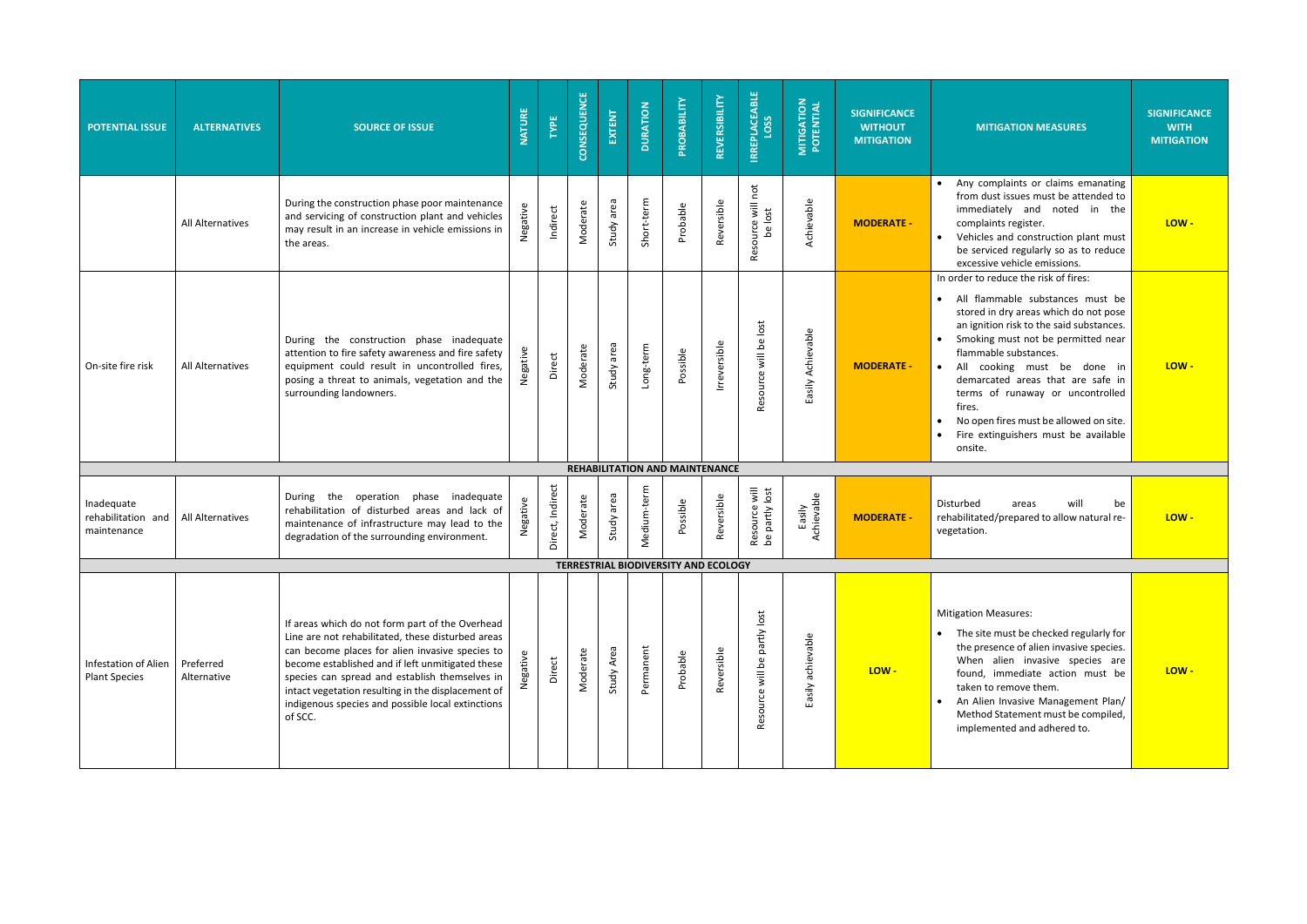| POTENTIAL ISSUE | ALTERNATIVES | SOURCE OF ISSUE | NATURE | TYPE | CONSEQUENCE | EXTENT | DURATION | PROBABILITY | REVERSIBILITY | IRREPLACEABLE LOSS | MITIGATION POTENTIAL | SIGNIFICANCE WITHOUT MITIGATION | MITIGATION MEASURES | SIGNIFICANCE WITH MITIGATION |
|---|---|---|---|---|---|---|---|---|---|---|---|---|---|---|
| | All Alternatives | During the construction phase poor maintenance and servicing of construction plant and vehicles may result in an increase in vehicle emissions in the areas. | Negative | Indirect | Moderate | Study area | Short-term | Probable | Reversible | Resource will not be lost | Achievable | **MODERATE -** | • Any complaints or claims emanating from dust issues must be attended to immediately and noted in the complaints register.<br>• Vehicles and construction plant must be serviced regularly so as to reduce excessive vehicle emissions. | **LOW -** |
| On-site fire risk | All Alternatives | During the construction phase inadequate attention to fire safety awareness and fire safety equipment could result in uncontrolled fires, posing a threat to animals, vegetation and the surrounding landowners. | Negative | Direct | Moderate | Study area | Long-term | Possible | Irreversible | Resource will be lost | Easily Achievable | **MODERATE -** | In order to reduce the risk of fires:<br>• All flammable substances must be stored in dry areas which do not pose an ignition risk to the said substances.<br>• Smoking must not be permitted near flammable substances.<br>• All cooking must be done in demarcated areas that are safe in terms of runaway or uncontrolled fires.<br>• No open fires must be allowed on site.<br>• Fire extinguishers must be available onsite. | **LOW -** |
| **REHABILITATION AND MAINTENANCE** | | | | | | | | | | | | | | |
| Inadequate rehabilitation and maintenance | All Alternatives | During the operation phase inadequate rehabilitation of disturbed areas and lack of maintenance of infrastructure may lead to the degradation of the surrounding environment. | Negative | Direct, Indirect | Moderate | Study area | Medium-term | Possible | Reversible | Resource will be partly lost | Easily Achievable | **MODERATE -** | Disturbed areas will be rehabilitated/prepared to allow natural re-vegetation. | **LOW -** |
| **TERRESTRIAL BIODIVERSITY AND ECOLOGY** | | | | | | | | | | | | | | |
| Infestation of Alien Plant Species | Preferred Alternative | If areas which do not form part of the Overhead Line are not rehabilitated, these disturbed areas can become places for alien invasive species to become established and if left unmitigated these species can spread and establish themselves in intact vegetation resulting in the displacement of indigenous species and possible local extinctions of SCC. | Negative | Direct | Moderate | Study Area | Permanent | Probable | Reversible | Resource will be partly lost | Easily achievable | **LOW -** | Mitigation Measures:<br>• The site must be checked regularly for the presence of alien invasive species. When alien invasive species are found, immediate action must be taken to remove them.<br>• An Alien Invasive Management Plan/ Method Statement must be compiled, implemented and adhered to. | **LOW -** |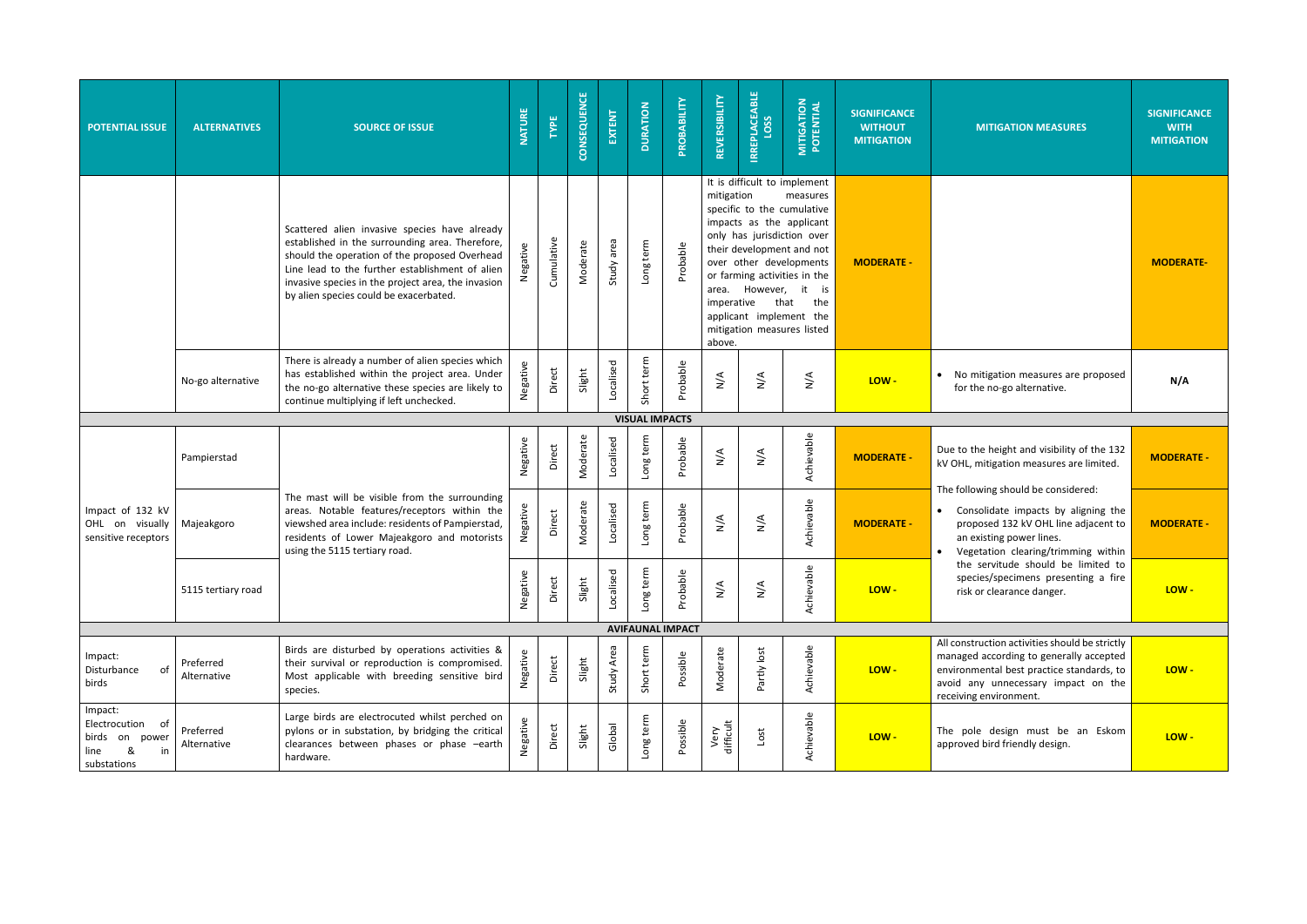| POTENTIAL ISSUE | ALTERNATIVES | SOURCE OF ISSUE | NATURE | TYPE | CONSEQUENCE | EXTENT | DURATION | PROBABILITY | REVERSIBILITY | IRREPLACEABLE LOSS | MITIGATION POTENTIAL | SIGNIFICANCE WITHOUT MITIGATION | MITIGATION MEASURES | SIGNIFICANCE WITH MITIGATION |
|---|---|---|---|---|---|---|---|---|---|---|---|---|---|---|
| | | Scattered alien invasive species have already established in the surrounding area. Therefore, should the operation of the proposed Overhead Line lead to the further establishment of alien invasive species in the project area, the invasion by alien species could be exacerbated. | Negative | Cumulative | Moderate | Study area | Long term | Probable | It is difficult to implement mitigation measures specific to the cumulative impacts as the applicant only has jurisdiction over their development and not over other developments or farming activities in the area. However, it is imperative that the applicant implement the mitigation measures listed above. | | | MODERATE - | | MODERATE- |
| | No-go alternative | There is already a number of alien species which has established within the project area. Under the no-go alternative these species are likely to continue multiplying if left unchecked. | Negative | Direct | Slight | Localised | Short term | Probable | N/A | N/A | N/A | LOW - | • No mitigation measures are proposed for the no-go alternative. | N/A |
| **VISUAL IMPACTS** | | | | | | | | | | | | | | |
| Impact of 132 kV OHL on visually sensitive receptors | Pampierstad | The mast will be visible from the surrounding areas. Notable features/receptors within the viewshed area include: residents of Pampierstad, residents of Lower Majeakgoro and motorists using the 5115 tertiary road. | Negative | Direct | Moderate | Localised | Long term | Probable | N/A | N/A | Achievable | MODERATE - | Due to the height and visibility of the 132 kV OHL, mitigation measures are limited.<br>The following should be considered:<br>• Consolidate impacts by aligning the proposed 132 kV OHL line adjacent to an existing power lines.<br>• Vegetation clearing/trimming within the servitude should be limited to species/specimens presenting a fire risk or clearance danger. | MODERATE - |
| | Majeakgoro | | Negative | Direct | Moderate | Localised | Long term | Probable | N/A | N/A | Achievable | MODERATE - | | MODERATE - |
| | 5115 tertiary road | | Negative | Direct | Slight | Localised | Long term | Probable | N/A | N/A | Achievable | LOW - | | LOW - |
| **AVIFAUNAL IMPACT** | | | | | | | | | | | | | | |
| Impact: Disturbance of birds | Preferred Alternative | Birds are disturbed by operations activities & their survival or reproduction is compromised. Most applicable with breeding sensitive bird species. | Negative | Direct | Slight | Study Area | Short term | Possible | Moderate | Partly lost | Achievable | LOW - | All construction activities should be strictly managed according to generally accepted environmental best practice standards, to avoid any unnecessary impact on the receiving environment. | LOW - |
| Impact: Electrocution of birds on power line & in substations | Preferred Alternative | Large birds are electrocuted whilst perched on pylons or in substation, by bridging the critical clearances between phases or phase –earth hardware. | Negative | Direct | Slight | Global | Long term | Possible | Very difficult | Lost | Achievable | LOW - | The pole design must be an Eskom approved bird friendly design. | LOW - |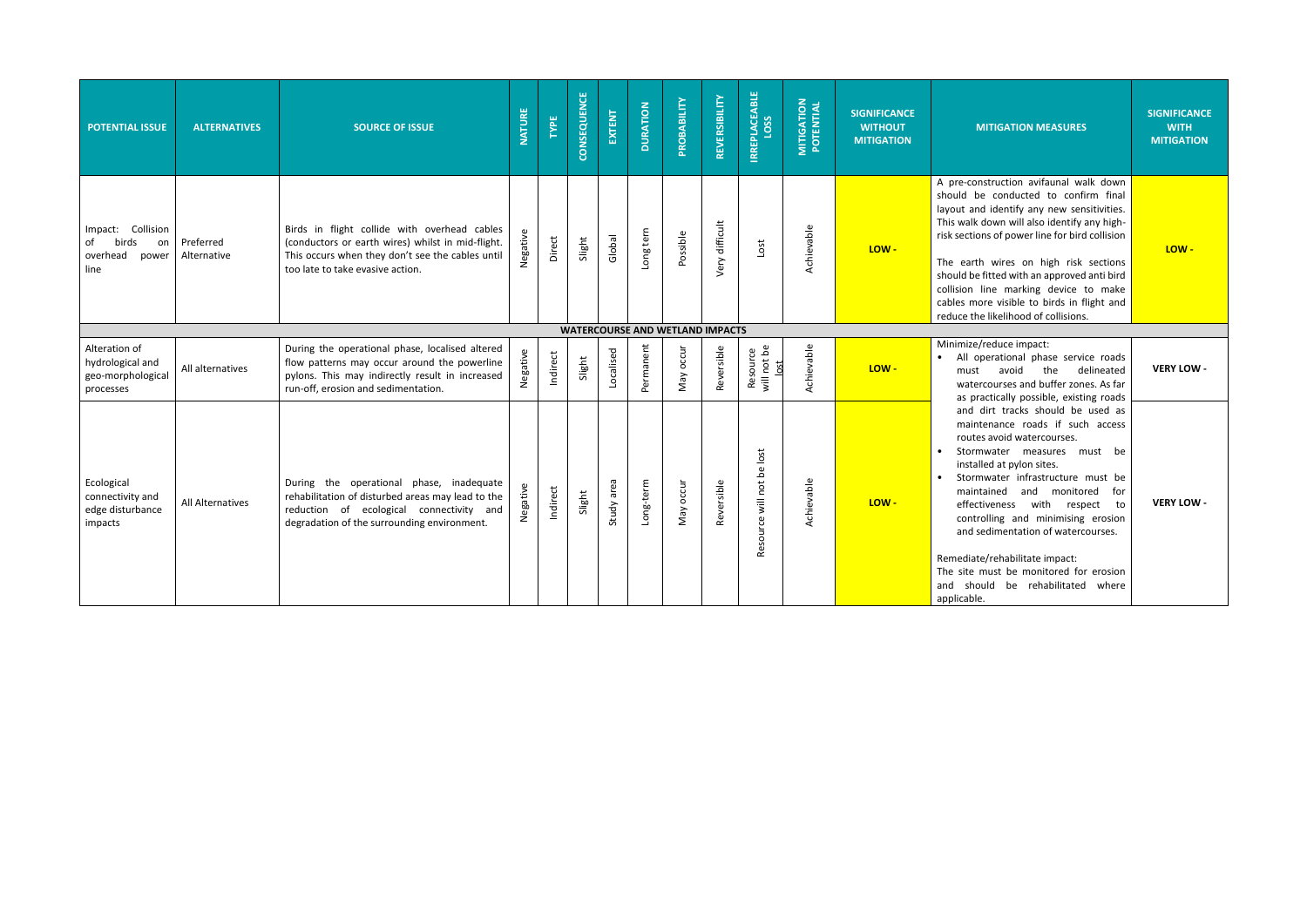| POTENTIAL ISSUE | ALTERNATIVES | SOURCE OF ISSUE | NATURE | TYPE | CONSEQUENCE | EXTENT | DURATION | PROBABILITY | REVERSIBILITY | IRREPLACEABLE LOSS | MITIGATION POTENTIAL | SIGNIFICANCE WITHOUT MITIGATION | MITIGATION MEASURES | SIGNIFICANCE WITH MITIGATION |
|---|---|---|---|---|---|---|---|---|---|---|---|---|---|---|
| Impact: Collision of birds on overhead power line | Preferred Alternative | Birds in flight collide with overhead cables (conductors or earth wires) whilst in mid-flight. This occurs when they don't see the cables until too late to take evasive action. | Negative | Direct | Slight | Global | Long term | Possible | Very difficult | Lost | Achievable | LOW - | A pre-construction avifaunal walk down should be conducted to confirm final layout and identify any new sensitivities. This walk down will also identify any high-risk sections of power line for bird collision<br><br>The earth wires on high risk sections should be fitted with an approved anti bird collision line marking device to make cables more visible to birds in flight and reduce the likelihood of collisions. | LOW - |
| **WATERCOURSE AND WETLAND IMPACTS** | | | | | | | | | | | | | | |
| Alteration of hydrological and geo-morphological processes | All alternatives | During the operational phase, localised altered flow patterns may occur around the powerline pylons. This may indirectly result in increased run-off, erosion and sedimentation. | Negative | Indirect | Slight | Localised | Permanent | May occur | Reversible | Resource will not be lost | Achievable | LOW - | Minimize/reduce impact:<br>• All operational phase service roads must avoid the delineated watercourses and buffer zones. As far as practically possible, existing roads and dirt tracks should be used as maintenance roads if such access routes avoid watercourses.<br>• Stormwater measures must be installed at pylon sites.<br>• Stormwater infrastructure must be maintained and monitored for effectiveness with respect to controlling and minimising erosion and sedimentation of watercourses.<br><br>Remediate/rehabilitate impact:<br>The site must be monitored for erosion and should be rehabilitated where applicable. | VERY LOW - |
| Ecological connectivity and edge disturbance impacts | All Alternatives | During the operational phase, inadequate rehabilitation of disturbed areas may lead to the reduction of ecological connectivity and degradation of the surrounding environment. | Negative | Indirect | Slight | Study area | Long-term | May occur | Reversible | Resource will not be lost | Achievable | LOW - | | VERY LOW - |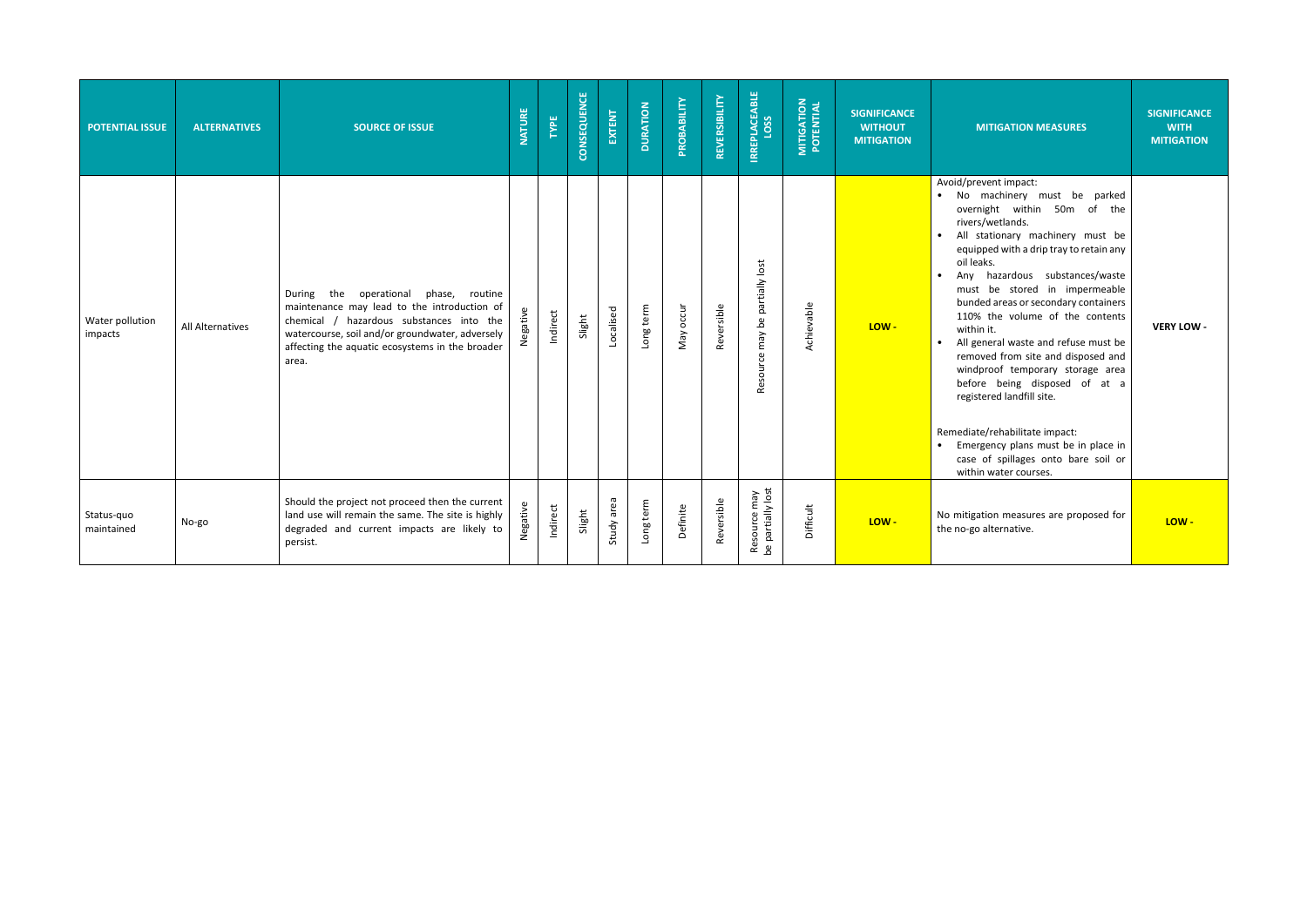| POTENTIAL ISSUE | ALTERNATIVES | SOURCE OF ISSUE | NATURE | TYPE | CONSEQUENCE | EXTENT | DURATION | PROBABILITY | REVERSIBILITY | IRREPLACEABLE LOSS | MITIGATION POTENTIAL | SIGNIFICANCE WITHOUT MITIGATION | MITIGATION MEASURES | SIGNIFICANCE WITH MITIGATION |
|---|---|---|---|---|---|---|---|---|---|---|---|---|---|---|
| Water pollution impacts | All Alternatives | During the operational phase, routine maintenance may lead to the introduction of chemical / hazardous substances into the watercourse, soil and/or groundwater, adversely affecting the aquatic ecosystems in the broader area. | Negative | Indirect | Slight | Localised | Long term | May occur | Reversible | Resource may be partially lost | Achievable | LOW - | Avoid/prevent impact:<br>• No machinery must be parked overnight within 50m of the rivers/wetlands.<br>• All stationary machinery must be equipped with a drip tray to retain any oil leaks.<br>• Any hazardous substances/waste must be stored in impermeable bunded areas or secondary containers 110% the volume of the contents within it.<br>• All general waste and refuse must be removed from site and disposed and windproof temporary storage area before being disposed of at a registered landfill site.<br><br>Remediate/rehabilitate impact:<br>• Emergency plans must be in place in case of spillages onto bare soil or within water courses. | VERY LOW - |
| Status-quo maintained | No-go | Should the project not proceed then the current land use will remain the same. The site is highly degraded and current impacts are likely to persist. | Negative | Indirect | Slight | Study area | Long term | Definite | Reversible | Resource may be partially lost | Difficult | LOW - | No mitigation measures are proposed for the no-go alternative. | LOW - |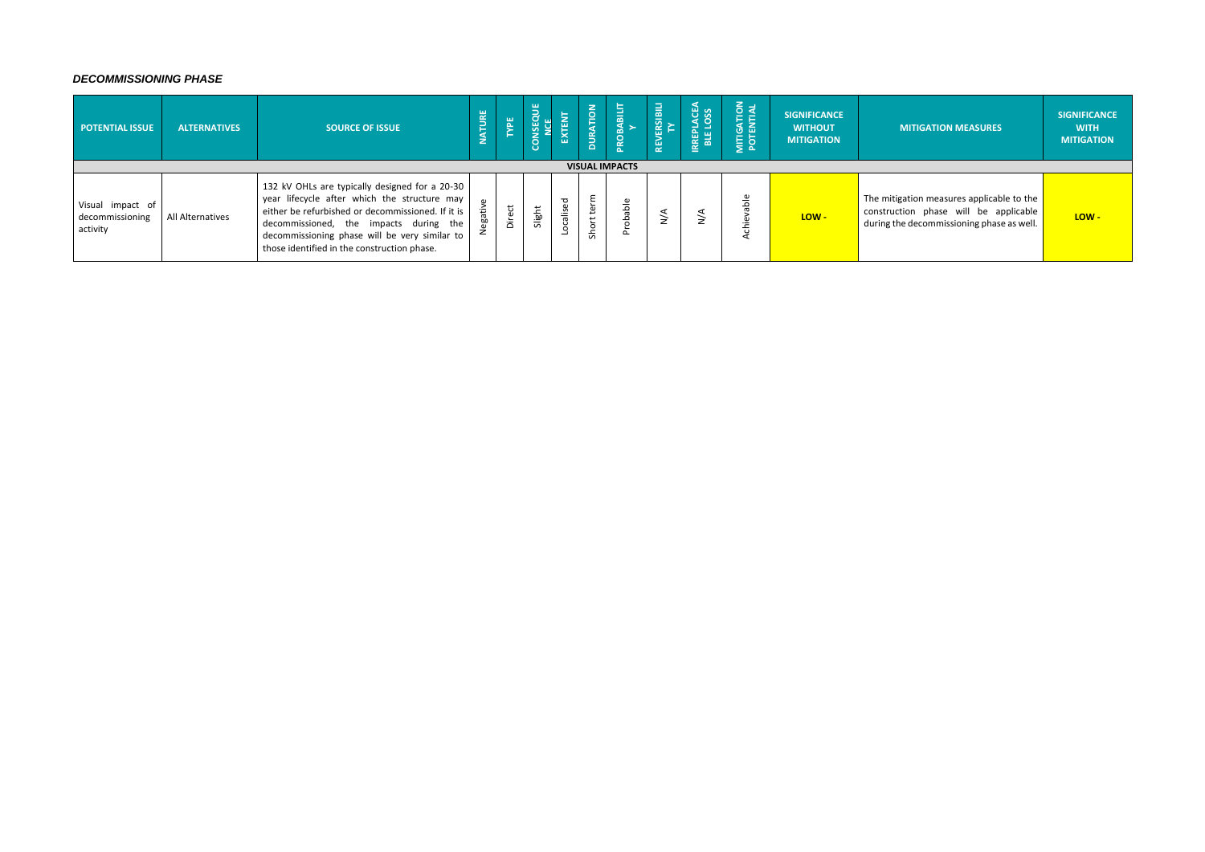***DECOMMISSIONING PHASE***

| POTENTIAL ISSUE | ALTERNATIVES | SOURCE OF ISSUE | NATURE | TYPE | CONSEQUENCE | EXTENT | DURATION | PROBABILITY | REVERSIBILITY | IRREPLACEABLE LOSS | MITIGATION POTENTIAL | SIGNIFICANCE WITHOUT MITIGATION | MITIGATION MEASURES | SIGNIFICANCE WITH MITIGATION |
|---|---|---|---|---|---|---|---|---|---|---|---|---|---|---|
| **VISUAL IMPACTS** | | | | | | | | | | | | | | |
| Visual impact of decommissioning activity | All Alternatives | 132 kV OHLs are typically designed for a 20-30 year lifecycle after which the structure may either be refurbished or decommissioned. If it is decommissioned, the impacts during the decommissioning phase will be very similar to those identified in the construction phase. | Negative | Direct | Slight | Localised | Short term | Probable | N/A | N/A | Achievable | **LOW -** | The mitigation measures applicable to the construction phase will be applicable during the decommissioning phase as well. | **LOW -** |